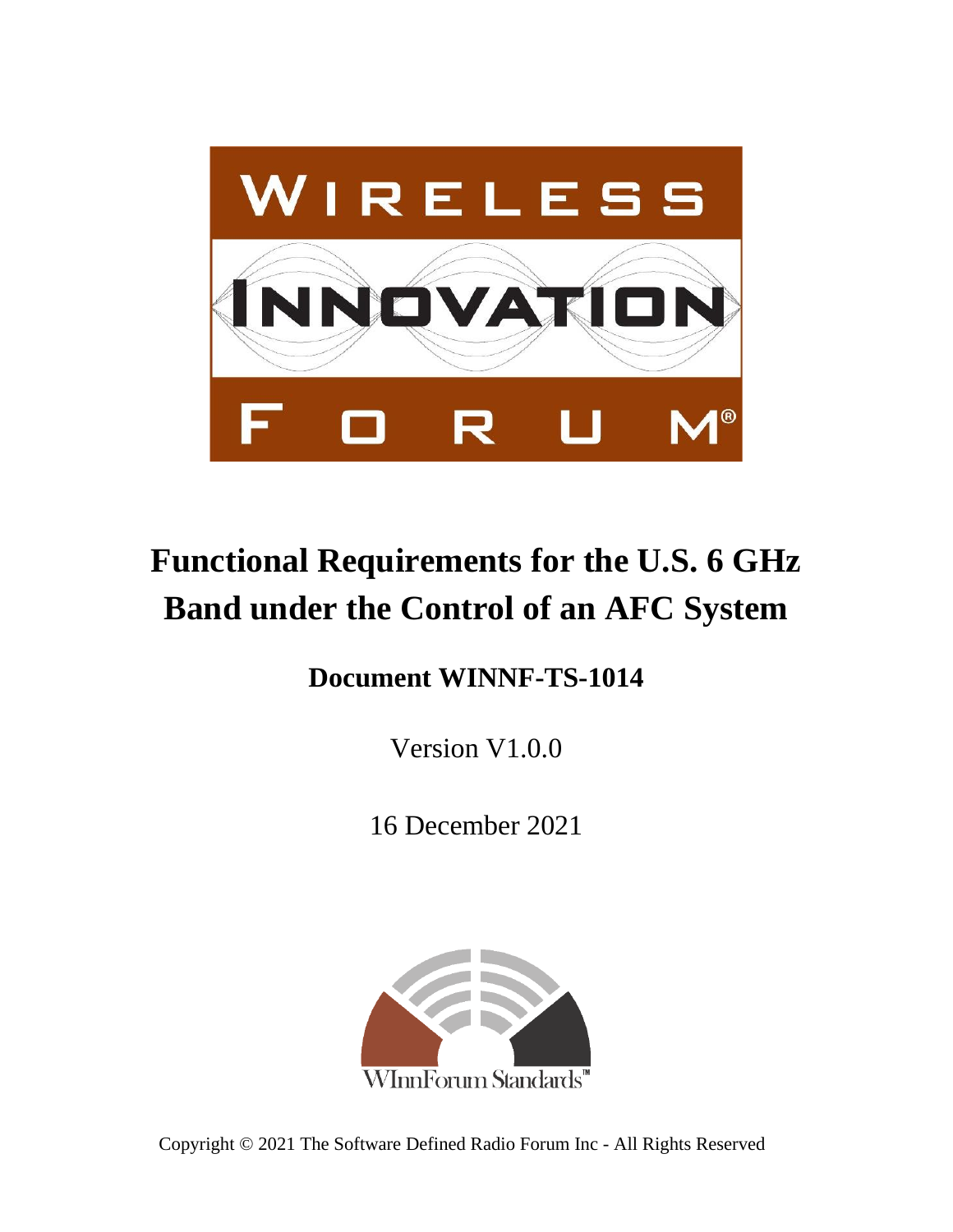# Functional Requirements for the U.S. 6 GHz Band under the Control of an AFC System

**Document WINNF-TS-1014**

Version V1.0.0

16 December 2021

Copyright © 2021 The Software Defined Radio Forum Inc - All Rights Reserved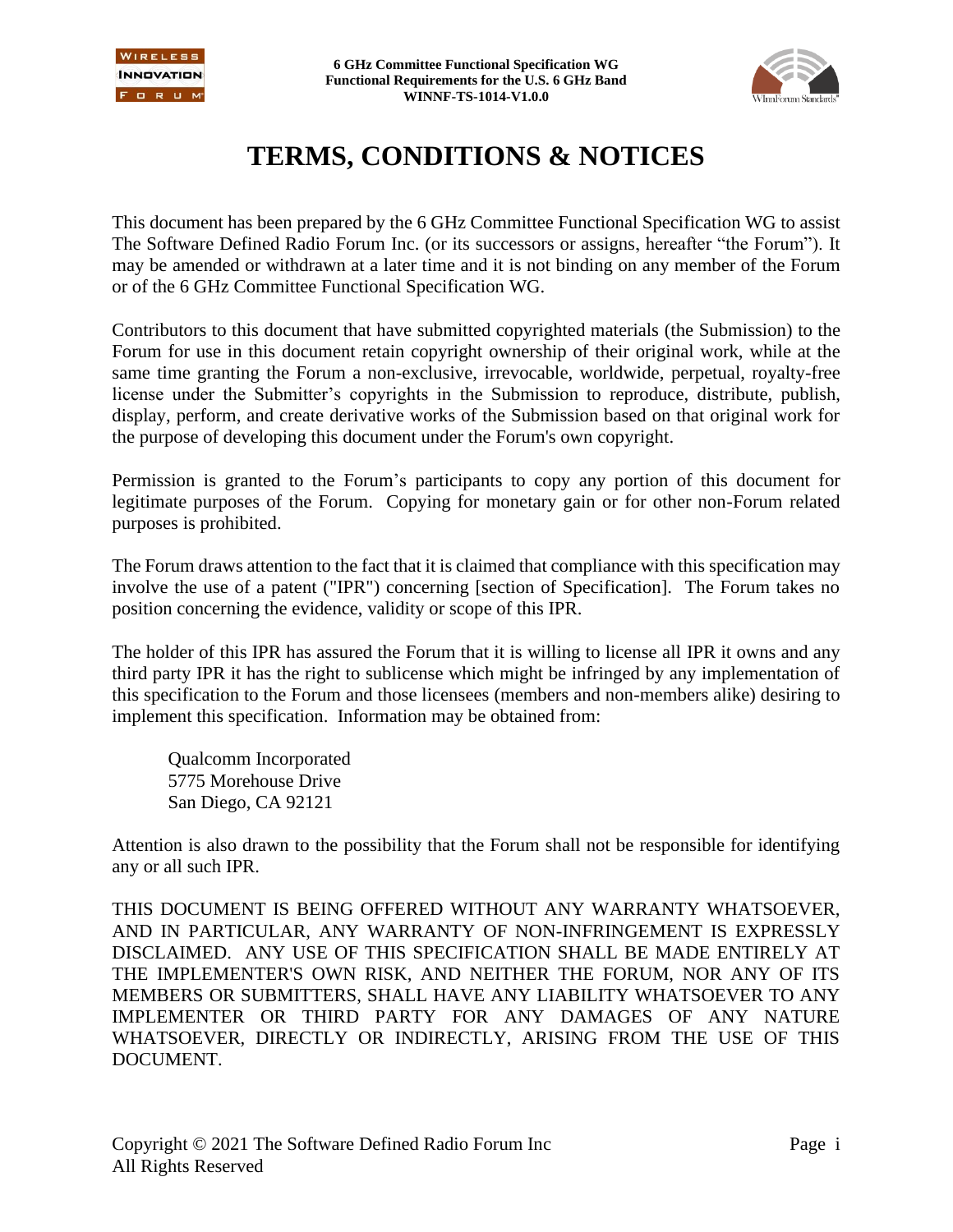# TERMS, CONDITIONS & NOTICES

This document has been prepared by the 6 GHz Committee Functional Specification WG to assist The Software Defined Radio Forum Inc. (or its successors or assigns, hereafter "the Forum"). It may be amended or withdrawn at a later time and it is not binding on any member of the Forum or of the 6 GHz Committee Functional Specification WG.

Contributors to this document that have submitted copyrighted materials (the Submission) to the Forum for use in this document retain copyright ownership of their original work, while at the same time granting the Forum a non-exclusive, irrevocable, worldwide, perpetual, royalty-free license under the Submitter's copyrights in the Submission to reproduce, distribute, publish, display, perform, and create derivative works of the Submission based on that original work for the purpose of developing this document under the Forum's own copyright.

Permission is granted to the Forum's participants to copy any portion of this document for legitimate purposes of the Forum. Copying for monetary gain or for other non-Forum related purposes is prohibited.

The Forum draws attention to the fact that it is claimed that compliance with this specification may involve the use of a patent ("IPR") concerning [section of Specification]. The Forum takes no position concerning the evidence, validity or scope of this IPR.

The holder of this IPR has assured the Forum that it is willing to license all IPR it owns and any third party IPR it has the right to sublicense which might be infringed by any implementation of this specification to the Forum and those licensees (members and non-members alike) desiring to implement this specification. Information may be obtained from:

Qualcomm Incorporated
5775 Morehouse Drive
San Diego, CA 92121

Attention is also drawn to the possibility that the Forum shall not be responsible for identifying any or all such IPR.

THIS DOCUMENT IS BEING OFFERED WITHOUT ANY WARRANTY WHATSOEVER, AND IN PARTICULAR, ANY WARRANTY OF NON-INFRINGEMENT IS EXPRESSLY DISCLAIMED. ANY USE OF THIS SPECIFICATION SHALL BE MADE ENTIRELY AT THE IMPLEMENTER'S OWN RISK, AND NEITHER THE FORUM, NOR ANY OF ITS MEMBERS OR SUBMITTERS, SHALL HAVE ANY LIABILITY WHATSOEVER TO ANY IMPLEMENTER OR THIRD PARTY FOR ANY DAMAGES OF ANY NATURE WHATSOEVER, DIRECTLY OR INDIRECTLY, ARISING FROM THE USE OF THIS DOCUMENT.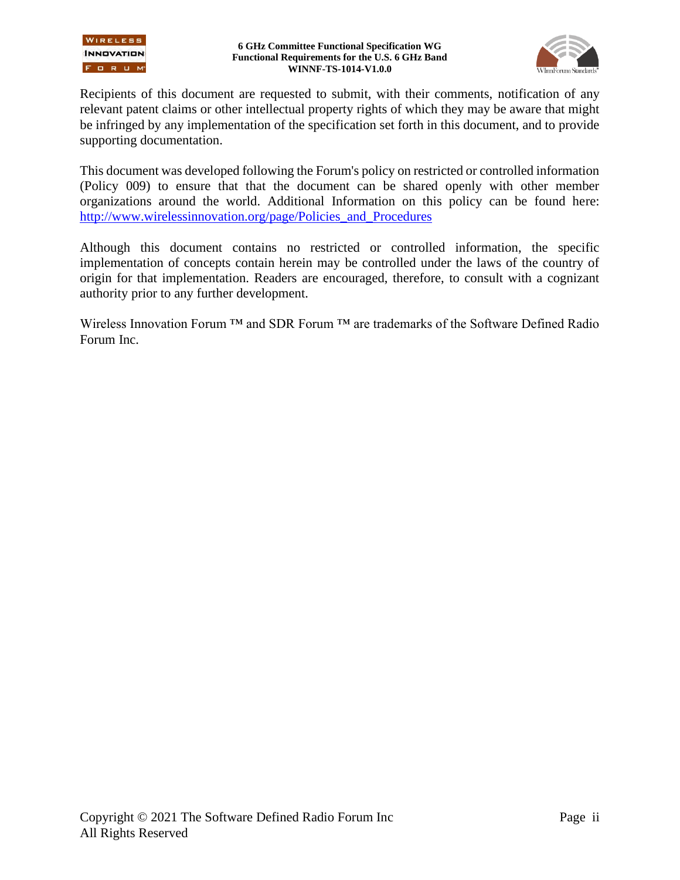Recipients of this document are requested to submit, with their comments, notification of any relevant patent claims or other intellectual property rights of which they may be aware that might be infringed by any implementation of the specification set forth in this document, and to provide supporting documentation.

This document was developed following the Forum's policy on restricted or controlled information (Policy 009) to ensure that that the document can be shared openly with other member organizations around the world. Additional Information on this policy can be found here: http://www.wirelessinnovation.org/page/Policies_and_Procedures

Although this document contains no restricted or controlled information, the specific implementation of concepts contain herein may be controlled under the laws of the country of origin for that implementation. Readers are encouraged, therefore, to consult with a cognizant authority prior to any further development.

Wireless Innovation Forum ™ and SDR Forum ™ are trademarks of the Software Defined Radio Forum Inc.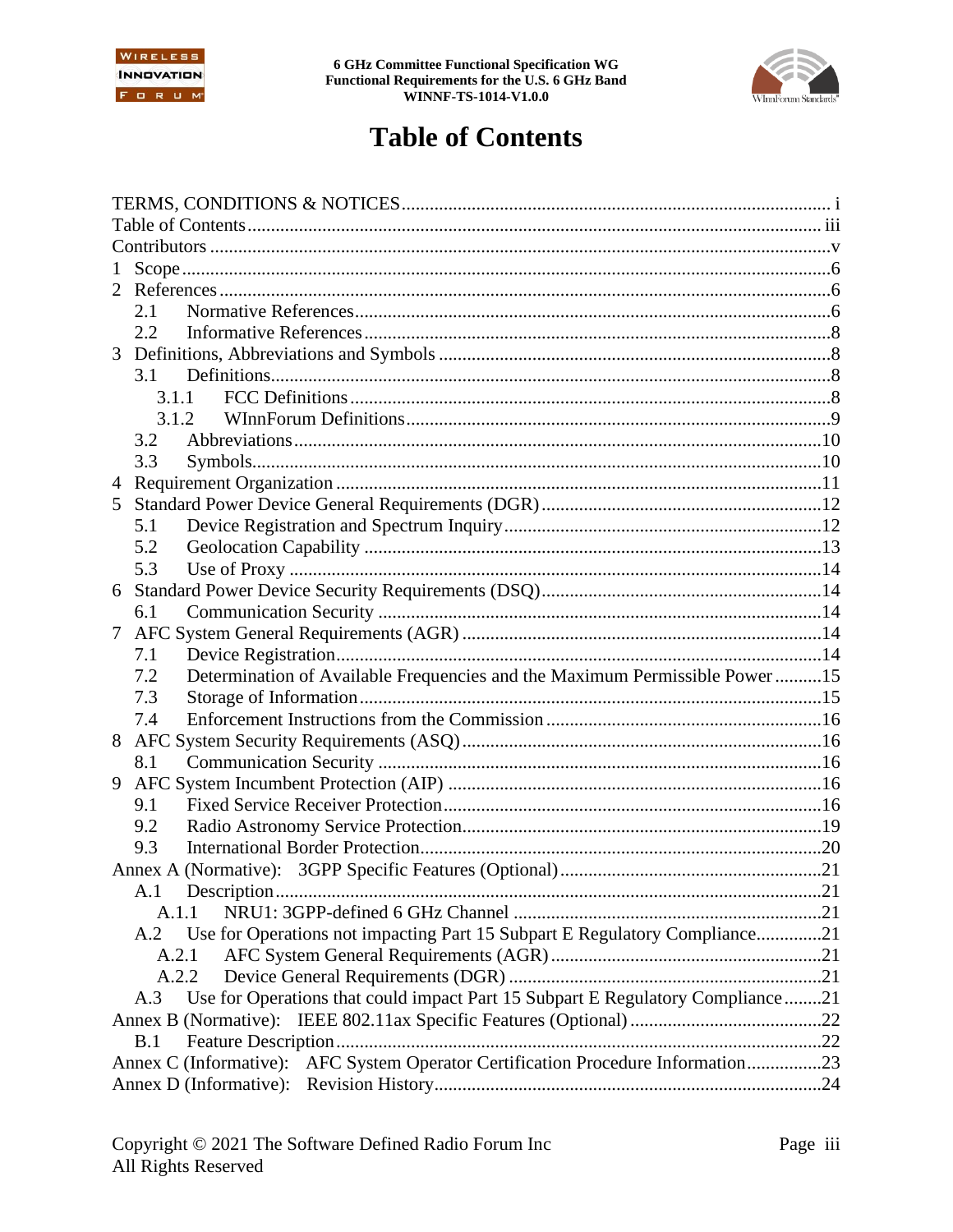# Table of Contents

TERMS, CONDITIONS & NOTICES ........................................................................................ i
Table of Contents ........................................................................................................ iii
Contributors ................................................................................................................. v
1 Scope ........................................................................................................................ 6
2 References ................................................................................................................ 6
  2.1 Normative References ........................................................................................ 6
  2.2 Informative References ....................................................................................... 8
3 Definitions, Abbreviations and Symbols ................................................................... 8
  3.1 Definitions .......................................................................................................... 8
    3.1.1 FCC Definitions .............................................................................................. 8
    3.1.2 WInnForum Definitions ................................................................................... 9
  3.2 Abbreviations ..................................................................................................... 10
  3.3 Symbols ............................................................................................................. 10
4 Requirement Organization ....................................................................................... 11
5 Standard Power Device General Requirements (DGR) ............................................ 12
  5.1 Device Registration and Spectrum Inquiry ........................................................ 12
  5.2 Geolocation Capability ...................................................................................... 13
  5.3 Use of Proxy ...................................................................................................... 14
6 Standard Power Device Security Requirements (DSQ) ............................................ 14
  6.1 Communication Security ................................................................................... 14
7 AFC System General Requirements (AGR) ............................................................. 14
  7.1 Device Registration ............................................................................................ 14
  7.2 Determination of Available Frequencies and the Maximum Permissible Power .......... 15
  7.3 Storage of Information ....................................................................................... 15
  7.4 Enforcement Instructions from the Commission ............................................... 16
8 AFC System Security Requirements (ASQ) ............................................................. 16
  8.1 Communication Security ................................................................................... 16
9 AFC System Incumbent Protection (AIP) ................................................................. 16
  9.1 Fixed Service Receiver Protection ..................................................................... 16
  9.2 Radio Astronomy Service Protection ................................................................. 19
  9.3 International Border Protection ......................................................................... 20
Annex A (Normative): 3GPP Specific Features (Optional) ......................................... 21
  A.1 Description ........................................................................................................ 21
    A.1.1 NRU1: 3GPP-defined 6 GHz Channel ............................................................ 21
  A.2 Use for Operations not impacting Part 15 Subpart E Regulatory Compliance .............. 21
    A.2.1 AFC System General Requirements (AGR) .................................................... 21
    A.2.2 Device General Requirements (DGR) ............................................................. 21
  A.3 Use for Operations that could impact Part 15 Subpart E Regulatory Compliance ........ 21
Annex B (Normative): IEEE 802.11ax Specific Features (Optional) ........................... 22
  B.1 Feature Description ........................................................................................... 22
Annex C (Informative): AFC System Operator Certification Procedure Information ............... 23
Annex D (Informative): Revision History .................................................................... 24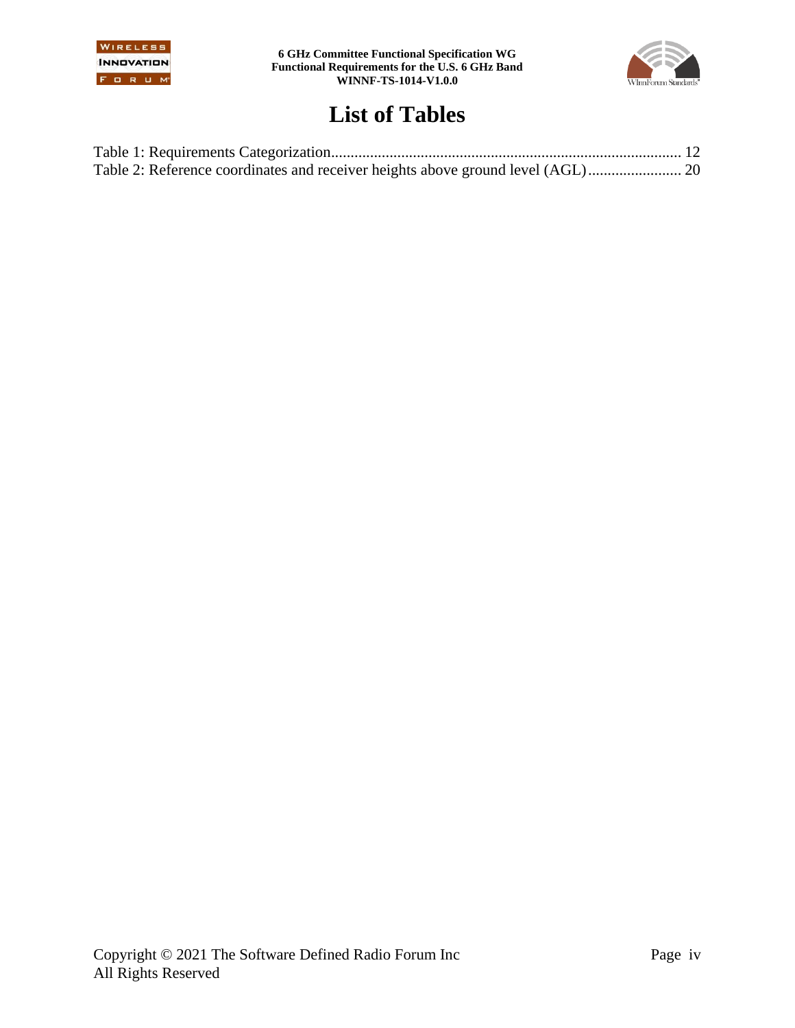# List of Tables

Table 1: Requirements Categorization........................................................................................ 12
Table 2: Reference coordinates and receiver heights above ground level (AGL)........................ 20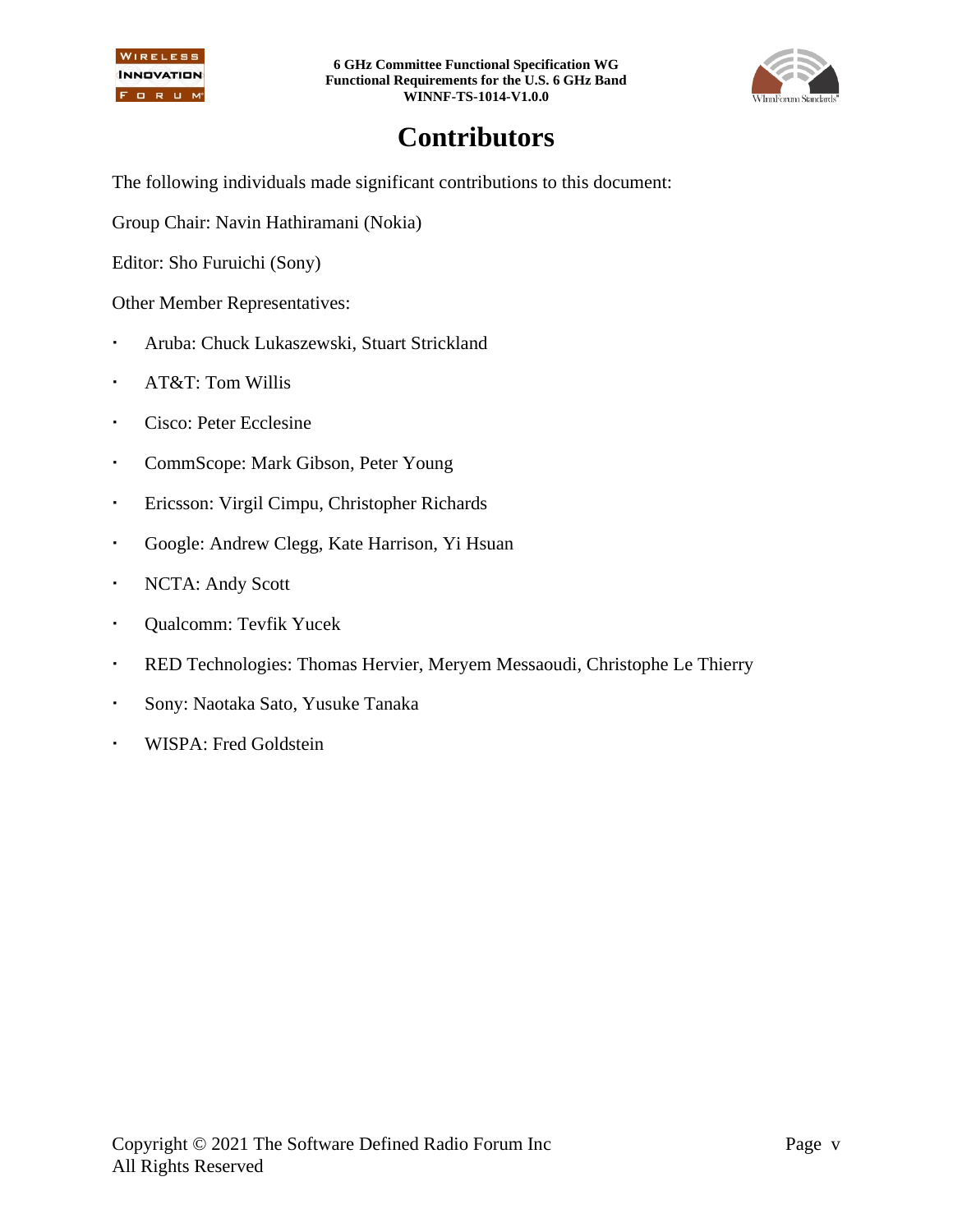# Contributors

The following individuals made significant contributions to this document:

Group Chair: Navin Hathiramani (Nokia)

Editor: Sho Furuichi (Sony)

Other Member Representatives:

- Aruba: Chuck Lukaszewski, Stuart Strickland
- AT&T: Tom Willis
- Cisco: Peter Ecclesine
- CommScope: Mark Gibson, Peter Young
- Ericsson: Virgil Cimpu, Christopher Richards
- Google: Andrew Clegg, Kate Harrison, Yi Hsuan
- NCTA: Andy Scott
- Qualcomm: Tevfik Yucek
- RED Technologies: Thomas Hervier, Meryem Messaoudi, Christophe Le Thierry
- Sony: Naotaka Sato, Yusuke Tanaka
- WISPA: Fred Goldstein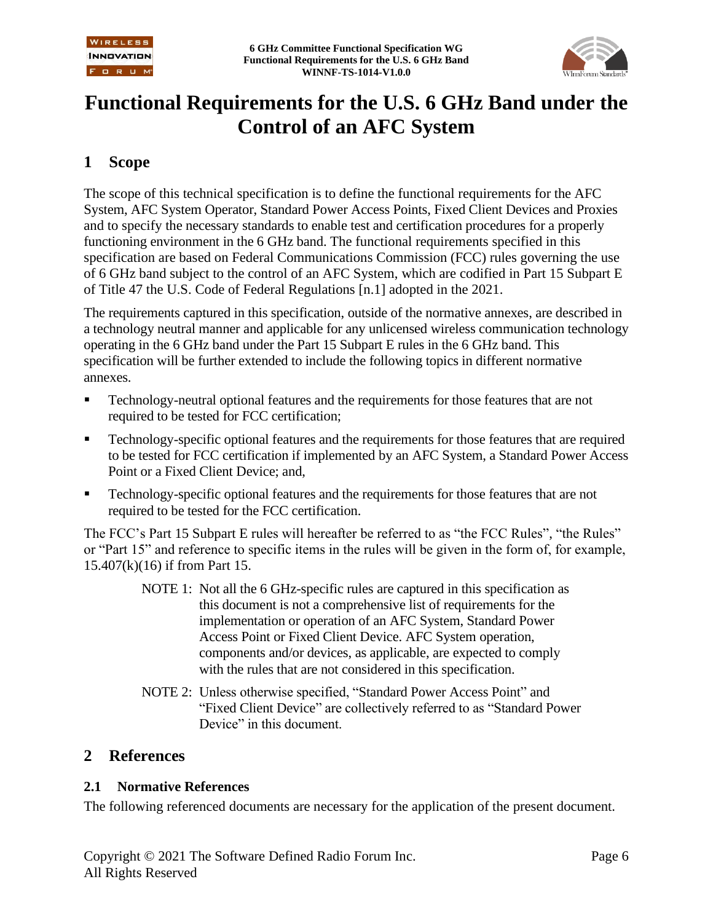# Functional Requirements for the U.S. 6 GHz Band under the Control of an AFC System

## 1 Scope

The scope of this technical specification is to define the functional requirements for the AFC System, AFC System Operator, Standard Power Access Points, Fixed Client Devices and Proxies and to specify the necessary standards to enable test and certification procedures for a properly functioning environment in the 6 GHz band. The functional requirements specified in this specification are based on Federal Communications Commission (FCC) rules governing the use of 6 GHz band subject to the control of an AFC System, which are codified in Part 15 Subpart E of Title 47 the U.S. Code of Federal Regulations [n.1] adopted in the 2021.

The requirements captured in this specification, outside of the normative annexes, are described in a technology neutral manner and applicable for any unlicensed wireless communication technology operating in the 6 GHz band under the Part 15 Subpart E rules in the 6 GHz band. This specification will be further extended to include the following topics in different normative annexes.

- Technology-neutral optional features and the requirements for those features that are not required to be tested for FCC certification;
- Technology-specific optional features and the requirements for those features that are required to be tested for FCC certification if implemented by an AFC System, a Standard Power Access Point or a Fixed Client Device; and,
- Technology-specific optional features and the requirements for those features that are not required to be tested for the FCC certification.

The FCC's Part 15 Subpart E rules will hereafter be referred to as "the FCC Rules", "the Rules" or "Part 15" and reference to specific items in the rules will be given in the form of, for example, 15.407(k)(16) if from Part 15.

> NOTE 1: Not all the 6 GHz-specific rules are captured in this specification as this document is not a comprehensive list of requirements for the implementation or operation of an AFC System, Standard Power Access Point or Fixed Client Device. AFC System operation, components and/or devices, as applicable, are expected to comply with the rules that are not considered in this specification.
>
> NOTE 2: Unless otherwise specified, "Standard Power Access Point" and "Fixed Client Device" are collectively referred to as "Standard Power Device" in this document.

## 2 References

### 2.1 Normative References

The following referenced documents are necessary for the application of the present document.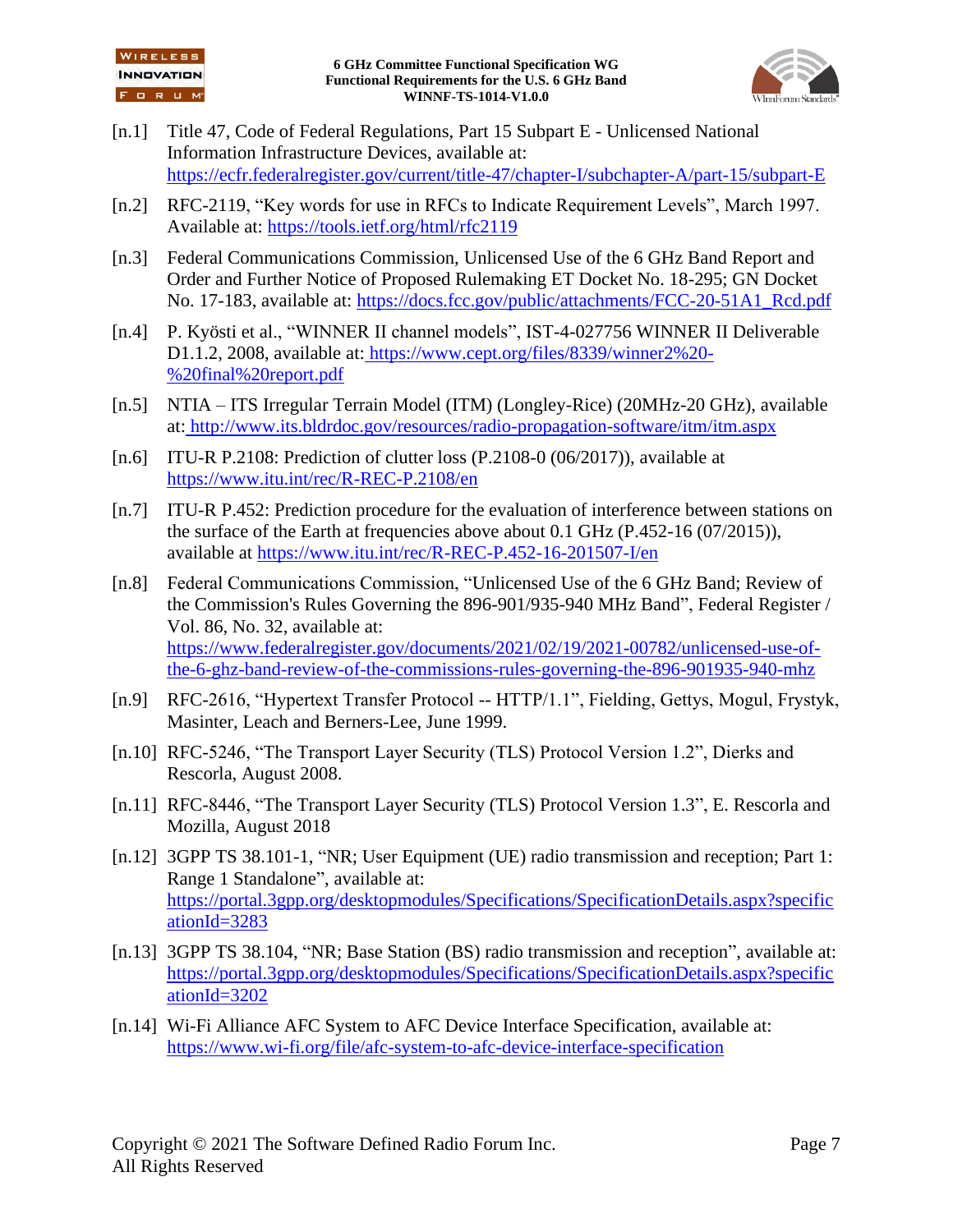[n.1] Title 47, Code of Federal Regulations, Part 15 Subpart E - Unlicensed National Information Infrastructure Devices, available at: https://ecfr.federalregister.gov/current/title-47/chapter-I/subchapter-A/part-15/subpart-E

[n.2] RFC-2119, "Key words for use in RFCs to Indicate Requirement Levels", March 1997. Available at: https://tools.ietf.org/html/rfc2119

[n.3] Federal Communications Commission, Unlicensed Use of the 6 GHz Band Report and Order and Further Notice of Proposed Rulemaking ET Docket No. 18-295; GN Docket No. 17-183, available at: https://docs.fcc.gov/public/attachments/FCC-20-51A1_Rcd.pdf

[n.4] P. Kyösti et al., "WINNER II channel models", IST-4-027756 WINNER II Deliverable D1.1.2, 2008, available at: https://www.cept.org/files/8339/winner2%20-%20final%20report.pdf

[n.5] NTIA – ITS Irregular Terrain Model (ITM) (Longley-Rice) (20MHz-20 GHz), available at: http://www.its.bldrdoc.gov/resources/radio-propagation-software/itm/itm.aspx

[n.6] ITU-R P.2108: Prediction of clutter loss (P.2108-0 (06/2017)), available at https://www.itu.int/rec/R-REC-P.2108/en

[n.7] ITU-R P.452: Prediction procedure for the evaluation of interference between stations on the surface of the Earth at frequencies above about 0.1 GHz (P.452-16 (07/2015)), available at https://www.itu.int/rec/R-REC-P.452-16-201507-I/en

[n.8] Federal Communications Commission, "Unlicensed Use of the 6 GHz Band; Review of the Commission's Rules Governing the 896-901/935-940 MHz Band", Federal Register / Vol. 86, No. 32, available at: https://www.federalregister.gov/documents/2021/02/19/2021-00782/unlicensed-use-of-the-6-ghz-band-review-of-the-commissions-rules-governing-the-896-901935-940-mhz

[n.9] RFC-2616, "Hypertext Transfer Protocol -- HTTP/1.1", Fielding, Gettys, Mogul, Frystyk, Masinter, Leach and Berners-Lee, June 1999.

[n.10] RFC-5246, "The Transport Layer Security (TLS) Protocol Version 1.2", Dierks and Rescorla, August 2008.

[n.11] RFC-8446, "The Transport Layer Security (TLS) Protocol Version 1.3", E. Rescorla and Mozilla, August 2018

[n.12] 3GPP TS 38.101-1, "NR; User Equipment (UE) radio transmission and reception; Part 1: Range 1 Standalone", available at: https://portal.3gpp.org/desktopmodules/Specifications/SpecificationDetails.aspx?specificationId=3283

[n.13] 3GPP TS 38.104, "NR; Base Station (BS) radio transmission and reception", available at: https://portal.3gpp.org/desktopmodules/Specifications/SpecificationDetails.aspx?specificationId=3202

[n.14] Wi-Fi Alliance AFC System to AFC Device Interface Specification, available at: https://www.wi-fi.org/file/afc-system-to-afc-device-interface-specification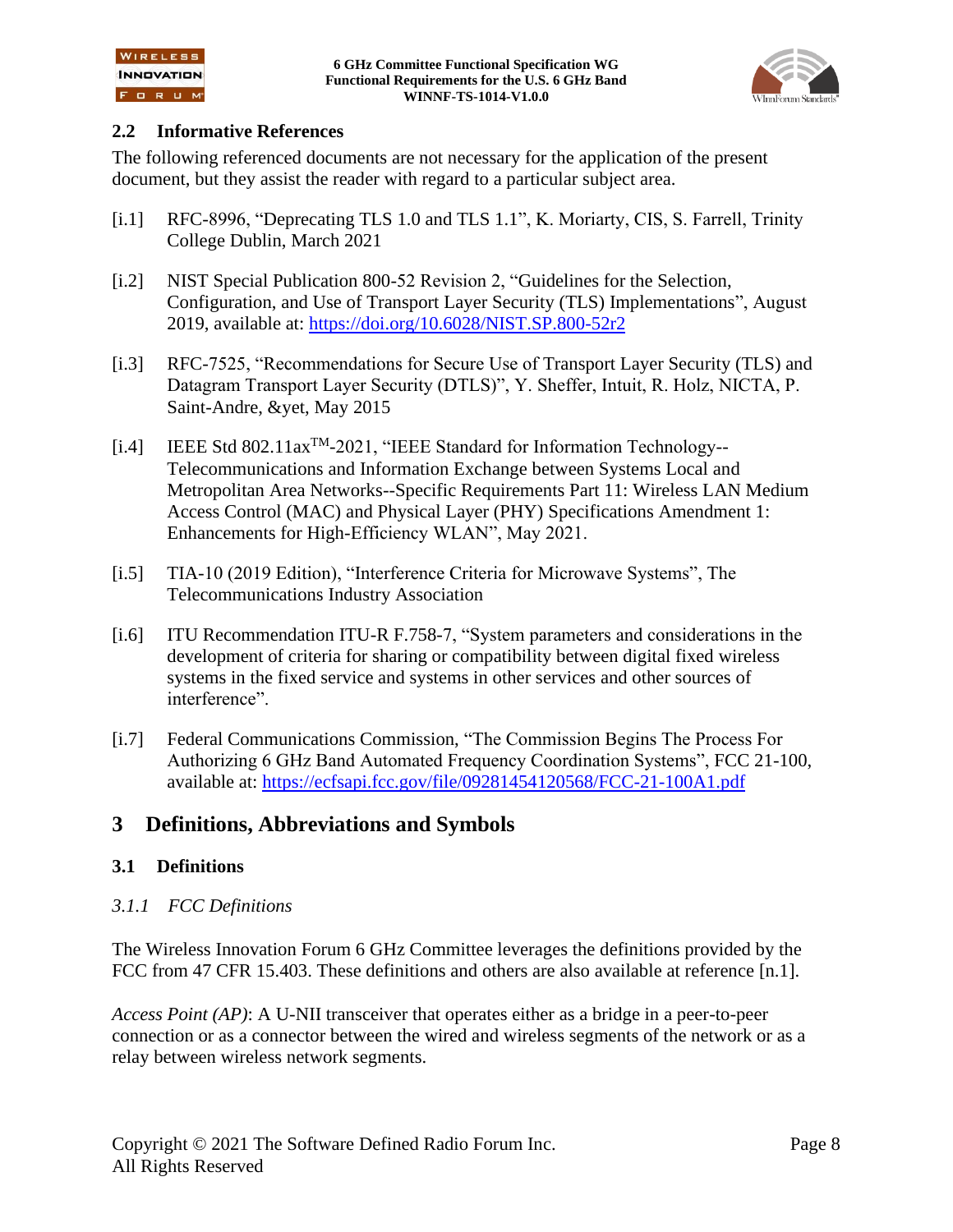## 2.2 Informative References

The following referenced documents are not necessary for the application of the present document, but they assist the reader with regard to a particular subject area.

[i.1] RFC-8996, "Deprecating TLS 1.0 and TLS 1.1", K. Moriarty, CIS, S. Farrell, Trinity College Dublin, March 2021

[i.2] NIST Special Publication 800-52 Revision 2, "Guidelines for the Selection, Configuration, and Use of Transport Layer Security (TLS) Implementations", August 2019, available at: https://doi.org/10.6028/NIST.SP.800-52r2

[i.3] RFC-7525, "Recommendations for Secure Use of Transport Layer Security (TLS) and Datagram Transport Layer Security (DTLS)", Y. Sheffer, Intuit, R. Holz, NICTA, P. Saint-Andre, &yet, May 2015

[i.4] IEEE Std 802.11ax™-2021, "IEEE Standard for Information Technology--Telecommunications and Information Exchange between Systems Local and Metropolitan Area Networks--Specific Requirements Part 11: Wireless LAN Medium Access Control (MAC) and Physical Layer (PHY) Specifications Amendment 1: Enhancements for High-Efficiency WLAN", May 2021.

[i.5] TIA-10 (2019 Edition), "Interference Criteria for Microwave Systems", The Telecommunications Industry Association

[i.6] ITU Recommendation ITU-R F.758-7, "System parameters and considerations in the development of criteria for sharing or compatibility between digital fixed wireless systems in the fixed service and systems in other services and other sources of interference".

[i.7] Federal Communications Commission, "The Commission Begins The Process For Authorizing 6 GHz Band Automated Frequency Coordination Systems", FCC 21-100, available at: https://ecfsapi.fcc.gov/file/09281454120568/FCC-21-100A1.pdf

# 3 Definitions, Abbreviations and Symbols

## 3.1 Definitions

### *3.1.1 FCC Definitions*

The Wireless Innovation Forum 6 GHz Committee leverages the definitions provided by the FCC from 47 CFR 15.403. These definitions and others are also available at reference [n.1].

*Access Point (AP)*: A U-NII transceiver that operates either as a bridge in a peer-to-peer connection or as a connector between the wired and wireless segments of the network or as a relay between wireless network segments.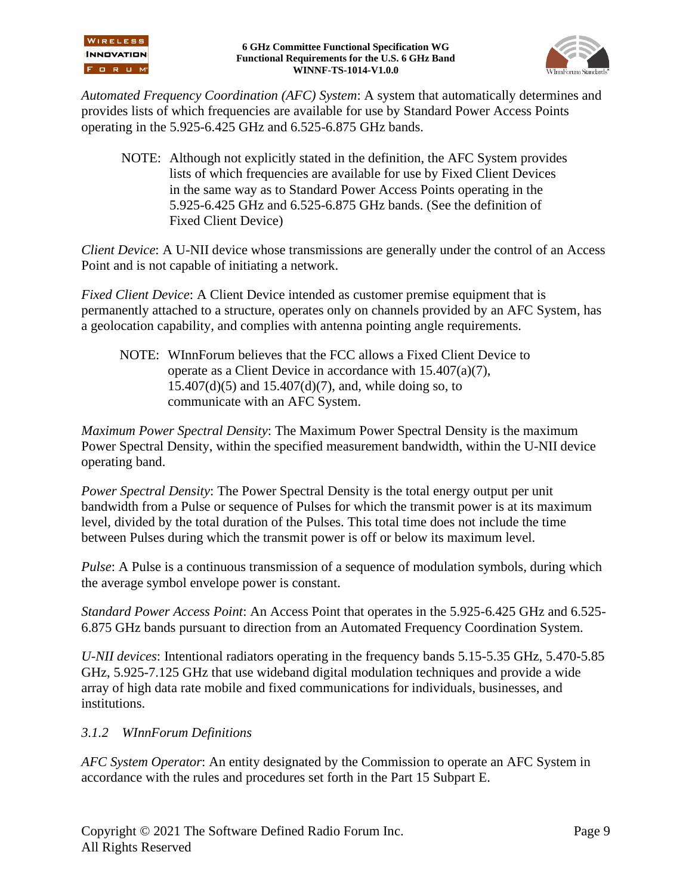*Automated Frequency Coordination (AFC) System*: A system that automatically determines and provides lists of which frequencies are available for use by Standard Power Access Points operating in the 5.925-6.425 GHz and 6.525-6.875 GHz bands.

> NOTE: Although not explicitly stated in the definition, the AFC System provides lists of which frequencies are available for use by Fixed Client Devices in the same way as to Standard Power Access Points operating in the 5.925-6.425 GHz and 6.525-6.875 GHz bands. (See the definition of Fixed Client Device)

*Client Device*: A U-NII device whose transmissions are generally under the control of an Access Point and is not capable of initiating a network.

*Fixed Client Device*: A Client Device intended as customer premise equipment that is permanently attached to a structure, operates only on channels provided by an AFC System, has a geolocation capability, and complies with antenna pointing angle requirements.

> NOTE: WInnForum believes that the FCC allows a Fixed Client Device to operate as a Client Device in accordance with 15.407(a)(7), 15.407(d)(5) and 15.407(d)(7), and, while doing so, to communicate with an AFC System.

*Maximum Power Spectral Density*: The Maximum Power Spectral Density is the maximum Power Spectral Density, within the specified measurement bandwidth, within the U-NII device operating band.

*Power Spectral Density*: The Power Spectral Density is the total energy output per unit bandwidth from a Pulse or sequence of Pulses for which the transmit power is at its maximum level, divided by the total duration of the Pulses. This total time does not include the time between Pulses during which the transmit power is off or below its maximum level.

*Pulse*: A Pulse is a continuous transmission of a sequence of modulation symbols, during which the average symbol envelope power is constant.

*Standard Power Access Point*: An Access Point that operates in the 5.925-6.425 GHz and 6.525-6.875 GHz bands pursuant to direction from an Automated Frequency Coordination System.

*U-NII devices*: Intentional radiators operating in the frequency bands 5.15-5.35 GHz, 5.470-5.85 GHz, 5.925-7.125 GHz that use wideband digital modulation techniques and provide a wide array of high data rate mobile and fixed communications for individuals, businesses, and institutions.

### *3.1.2 WInnForum Definitions*

*AFC System Operator*: An entity designated by the Commission to operate an AFC System in accordance with the rules and procedures set forth in the Part 15 Subpart E.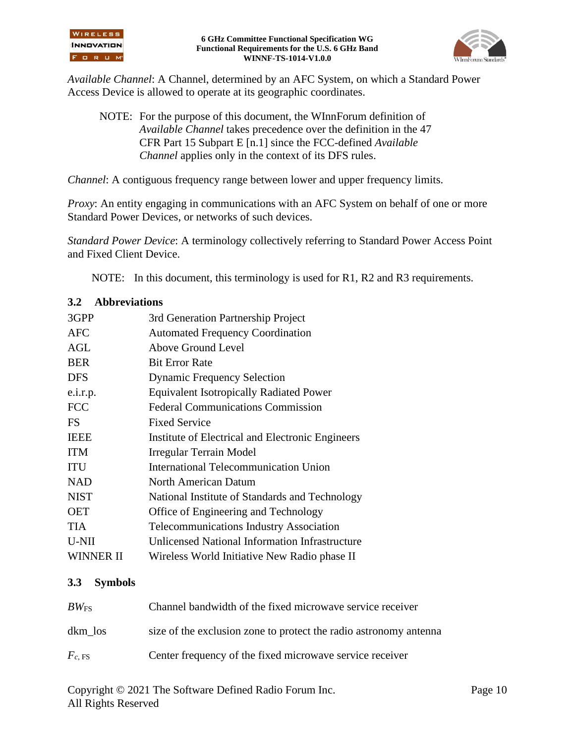*Available Channel*: A Channel, determined by an AFC System, on which a Standard Power Access Device is allowed to operate at its geographic coordinates.

> NOTE: For the purpose of this document, the WInnForum definition of *Available Channel* takes precedence over the definition in the 47 CFR Part 15 Subpart E [n.1] since the FCC-defined *Available Channel* applies only in the context of its DFS rules.

*Channel*: A contiguous frequency range between lower and upper frequency limits.

*Proxy*: An entity engaging in communications with an AFC System on behalf of one or more Standard Power Devices, or networks of such devices.

*Standard Power Device*: A terminology collectively referring to Standard Power Access Point and Fixed Client Device.

> NOTE: In this document, this terminology is used for R1, R2 and R3 requirements.

## 3.2 Abbreviations

| | |
|---|---|
| 3GPP | 3rd Generation Partnership Project |
| AFC | Automated Frequency Coordination |
| AGL | Above Ground Level |
| BER | Bit Error Rate |
| DFS | Dynamic Frequency Selection |
| e.i.r.p. | Equivalent Isotropically Radiated Power |
| FCC | Federal Communications Commission |
| FS | Fixed Service |
| IEEE | Institute of Electrical and Electronic Engineers |
| ITM | Irregular Terrain Model |
| ITU | International Telecommunication Union |
| NAD | North American Datum |
| NIST | National Institute of Standards and Technology |
| OET | Office of Engineering and Technology |
| TIA | Telecommunications Industry Association |
| U-NII | Unlicensed National Information Infrastructure |
| WINNER II | Wireless World Initiative New Radio phase II |

## 3.3 Symbols

| | |
|---|---|
| $BW_{FS}$ | Channel bandwidth of the fixed microwave service receiver |
| dkm_los | size of the exclusion zone to protect the radio astronomy antenna |
| $F_{c,\ FS}$ | Center frequency of the fixed microwave service receiver |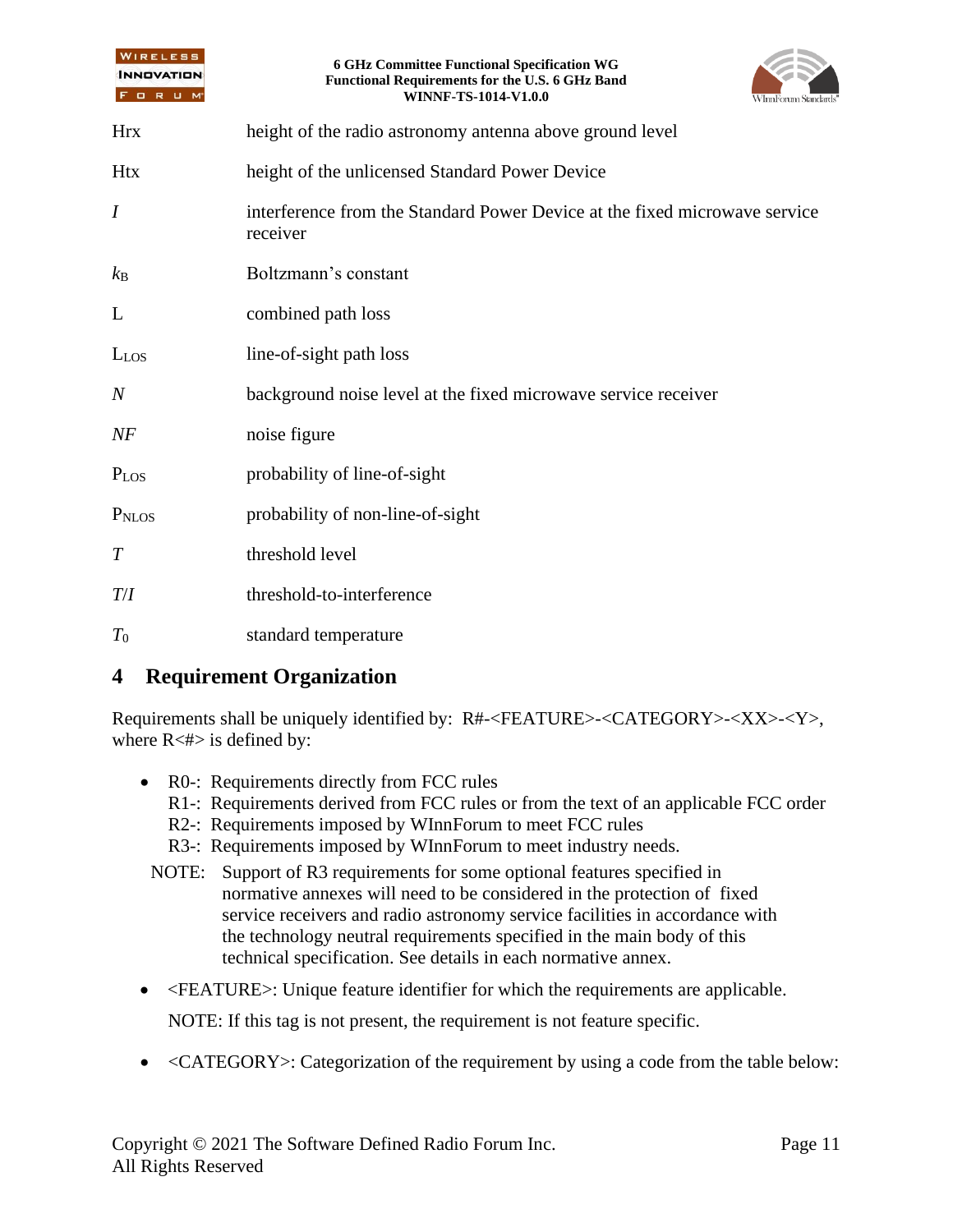| | |
|---|---|
| Hrx | height of the radio astronomy antenna above ground level |
| Htx | height of the unlicensed Standard Power Device |
| $I$ | interference from the Standard Power Device at the fixed microwave service receiver |
| $k_B$ | Boltzmann's constant |
| L | combined path loss |
| $L_{LOS}$ | line-of-sight path loss |
| $N$ | background noise level at the fixed microwave service receiver |
| $NF$ | noise figure |
| $P_{LOS}$ | probability of line-of-sight |
| $P_{NLOS}$ | probability of non-line-of-sight |
| $T$ | threshold level |
| $T/I$ | threshold-to-interference |
| $T_0$ | standard temperature |

# 4 Requirement Organization

Requirements shall be uniquely identified by: R#-<FEATURE>-<CATEGORY>-<XX>-<Y>, where R<#> is defined by:

- R0-: Requirements directly from FCC rules
  R1-: Requirements derived from FCC rules or from the text of an applicable FCC order
  R2-: Requirements imposed by WInnForum to meet FCC rules
  R3-: Requirements imposed by WInnForum to meet industry needs.

  NOTE: Support of R3 requirements for some optional features specified in normative annexes will need to be considered in the protection of fixed service receivers and radio astronomy service facilities in accordance with the technology neutral requirements specified in the main body of this technical specification. See details in each normative annex.

- <FEATURE>: Unique feature identifier for which the requirements are applicable.

  NOTE: If this tag is not present, the requirement is not feature specific.

- <CATEGORY>: Categorization of the requirement by using a code from the table below: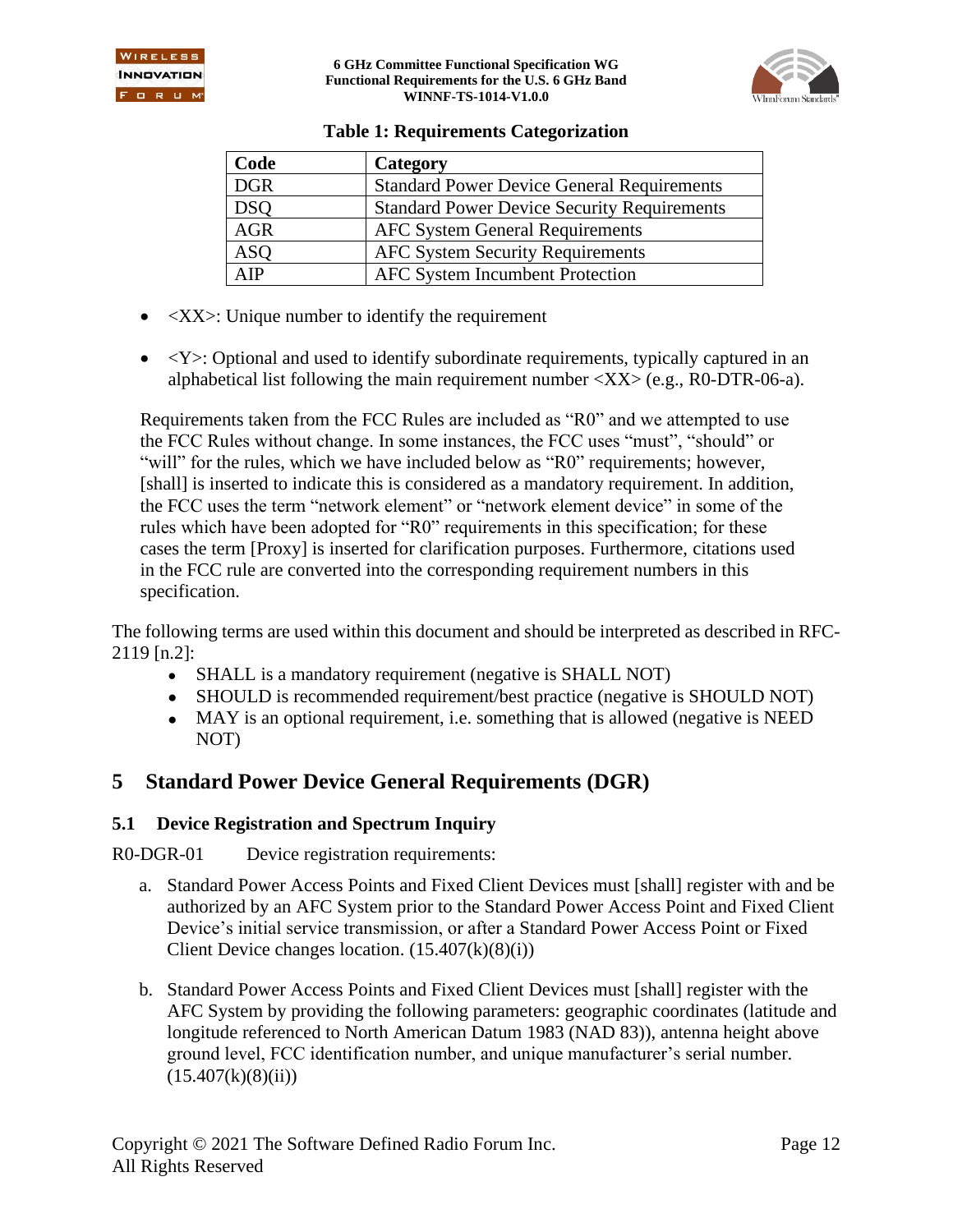**Table 1: Requirements Categorization**

| Code | Category |
|---|---|
| DGR | Standard Power Device General Requirements |
| DSQ | Standard Power Device Security Requirements |
| AGR | AFC System General Requirements |
| ASQ | AFC System Security Requirements |
| AIP | AFC System Incumbent Protection |

- <XX>: Unique number to identify the requirement
- <Y>: Optional and used to identify subordinate requirements, typically captured in an alphabetical list following the main requirement number <XX> (e.g., R0-DTR-06-a).

Requirements taken from the FCC Rules are included as "R0" and we attempted to use the FCC Rules without change. In some instances, the FCC uses "must", "should" or "will" for the rules, which we have included below as "R0" requirements; however, [shall] is inserted to indicate this is considered as a mandatory requirement. In addition, the FCC uses the term "network element" or "network element device" in some of the rules which have been adopted for "R0" requirements in this specification; for these cases the term [Proxy] is inserted for clarification purposes. Furthermore, citations used in the FCC rule are converted into the corresponding requirement numbers in this specification.

The following terms are used within this document and should be interpreted as described in RFC-2119 [n.2]:

- SHALL is a mandatory requirement (negative is SHALL NOT)
- SHOULD is recommended requirement/best practice (negative is SHOULD NOT)
- MAY is an optional requirement, i.e. something that is allowed (negative is NEED NOT)

# 5 Standard Power Device General Requirements (DGR)

## 5.1 Device Registration and Spectrum Inquiry

R0-DGR-01 Device registration requirements:

a. Standard Power Access Points and Fixed Client Devices must [shall] register with and be authorized by an AFC System prior to the Standard Power Access Point and Fixed Client Device's initial service transmission, or after a Standard Power Access Point or Fixed Client Device changes location. (15.407(k)(8)(i))

b. Standard Power Access Points and Fixed Client Devices must [shall] register with the AFC System by providing the following parameters: geographic coordinates (latitude and longitude referenced to North American Datum 1983 (NAD 83)), antenna height above ground level, FCC identification number, and unique manufacturer's serial number. (15.407(k)(8)(ii))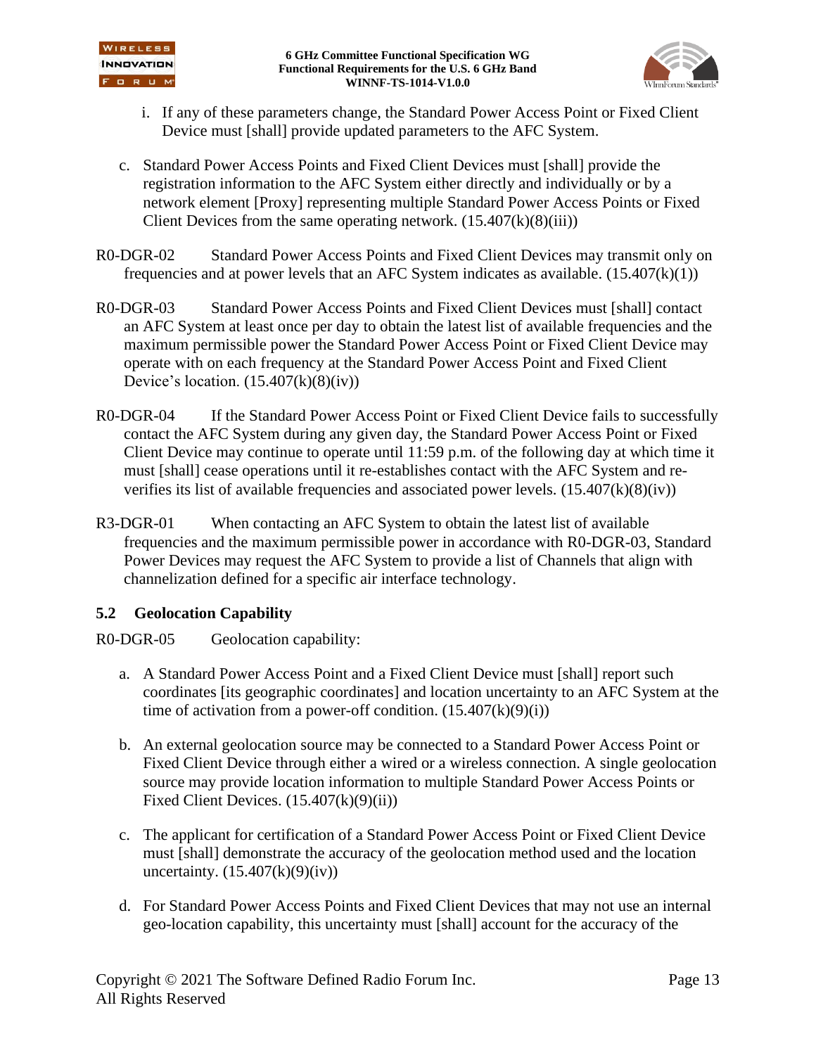i. If any of these parameters change, the Standard Power Access Point or Fixed Client Device must [shall] provide updated parameters to the AFC System.

c. Standard Power Access Points and Fixed Client Devices must [shall] provide the registration information to the AFC System either directly and individually or by a network element [Proxy] representing multiple Standard Power Access Points or Fixed Client Devices from the same operating network. (15.407(k)(8)(iii))

R0-DGR-02 Standard Power Access Points and Fixed Client Devices may transmit only on frequencies and at power levels that an AFC System indicates as available. (15.407(k)(1))

R0-DGR-03 Standard Power Access Points and Fixed Client Devices must [shall] contact an AFC System at least once per day to obtain the latest list of available frequencies and the maximum permissible power the Standard Power Access Point or Fixed Client Device may operate with on each frequency at the Standard Power Access Point and Fixed Client Device's location. (15.407(k)(8)(iv))

R0-DGR-04 If the Standard Power Access Point or Fixed Client Device fails to successfully contact the AFC System during any given day, the Standard Power Access Point or Fixed Client Device may continue to operate until 11:59 p.m. of the following day at which time it must [shall] cease operations until it re-establishes contact with the AFC System and re-verifies its list of available frequencies and associated power levels. (15.407(k)(8)(iv))

R3-DGR-01 When contacting an AFC System to obtain the latest list of available frequencies and the maximum permissible power in accordance with R0-DGR-03, Standard Power Devices may request the AFC System to provide a list of Channels that align with channelization defined for a specific air interface technology.

## 5.2 Geolocation Capability

R0-DGR-05 Geolocation capability:

a. A Standard Power Access Point and a Fixed Client Device must [shall] report such coordinates [its geographic coordinates] and location uncertainty to an AFC System at the time of activation from a power-off condition. (15.407(k)(9)(i))

b. An external geolocation source may be connected to a Standard Power Access Point or Fixed Client Device through either a wired or a wireless connection. A single geolocation source may provide location information to multiple Standard Power Access Points or Fixed Client Devices. (15.407(k)(9)(ii))

c. The applicant for certification of a Standard Power Access Point or Fixed Client Device must [shall] demonstrate the accuracy of the geolocation method used and the location uncertainty. (15.407(k)(9)(iv))

d. For Standard Power Access Points and Fixed Client Devices that may not use an internal geo-location capability, this uncertainty must [shall] account for the accuracy of the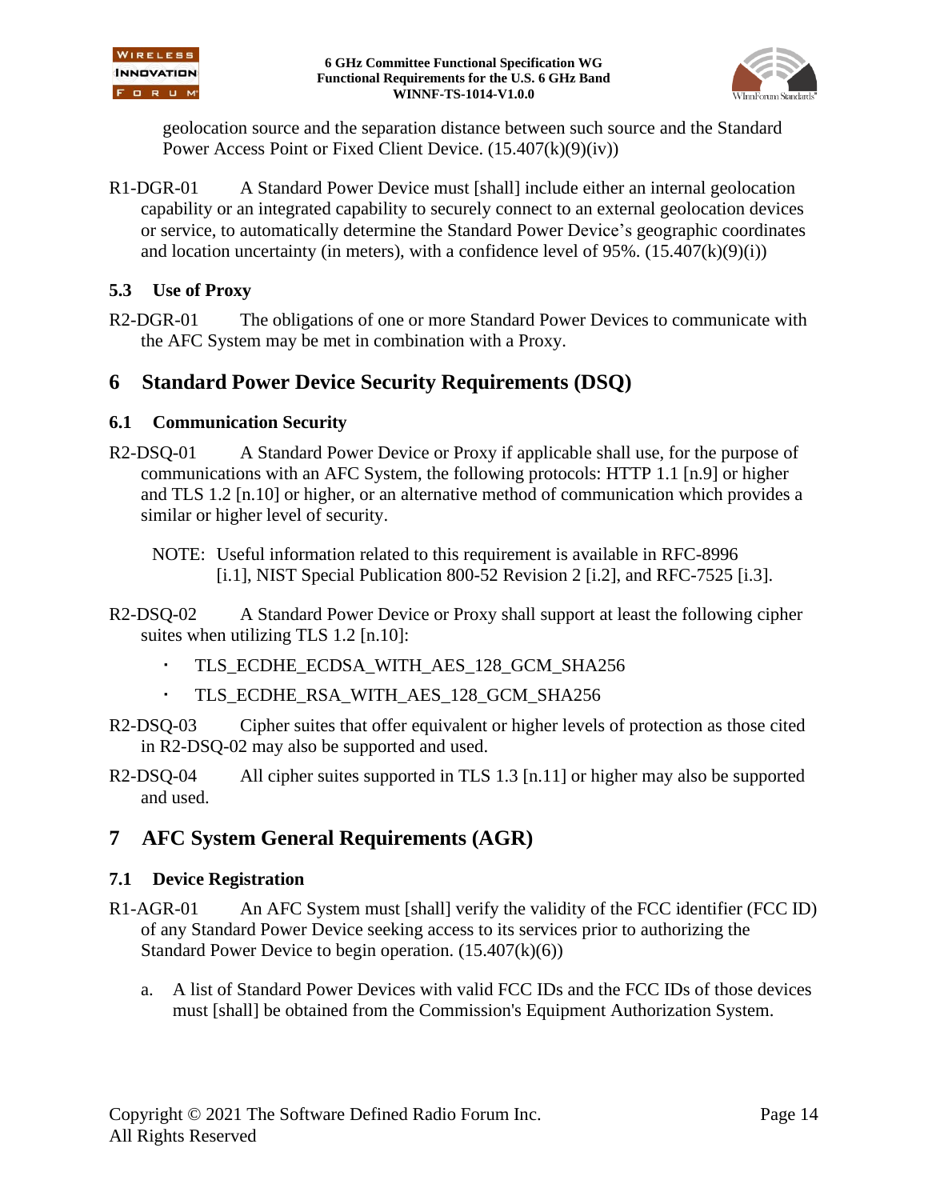geolocation source and the separation distance between such source and the Standard Power Access Point or Fixed Client Device. (15.407(k)(9)(iv))

R1-DGR-01 A Standard Power Device must [shall] include either an internal geolocation capability or an integrated capability to securely connect to an external geolocation devices or service, to automatically determine the Standard Power Device's geographic coordinates and location uncertainty (in meters), with a confidence level of 95%. (15.407(k)(9)(i))

### 5.3 Use of Proxy

R2-DGR-01 The obligations of one or more Standard Power Devices to communicate with the AFC System may be met in combination with a Proxy.

## 6 Standard Power Device Security Requirements (DSQ)

### 6.1 Communication Security

R2-DSQ-01 A Standard Power Device or Proxy if applicable shall use, for the purpose of communications with an AFC System, the following protocols: HTTP 1.1 [n.9] or higher and TLS 1.2 [n.10] or higher, or an alternative method of communication which provides a similar or higher level of security.

NOTE: Useful information related to this requirement is available in RFC-8996 [i.1], NIST Special Publication 800-52 Revision 2 [i.2], and RFC-7525 [i.3].

R2-DSQ-02 A Standard Power Device or Proxy shall support at least the following cipher suites when utilizing TLS 1.2 [n.10]:

- TLS_ECDHE_ECDSA_WITH_AES_128_GCM_SHA256
- TLS_ECDHE_RSA_WITH_AES_128_GCM_SHA256

R2-DSQ-03 Cipher suites that offer equivalent or higher levels of protection as those cited in R2-DSQ-02 may also be supported and used.

R2-DSQ-04 All cipher suites supported in TLS 1.3 [n.11] or higher may also be supported and used.

## 7 AFC System General Requirements (AGR)

### 7.1 Device Registration

R1-AGR-01 An AFC System must [shall] verify the validity of the FCC identifier (FCC ID) of any Standard Power Device seeking access to its services prior to authorizing the Standard Power Device to begin operation. (15.407(k)(6))

a. A list of Standard Power Devices with valid FCC IDs and the FCC IDs of those devices must [shall] be obtained from the Commission's Equipment Authorization System.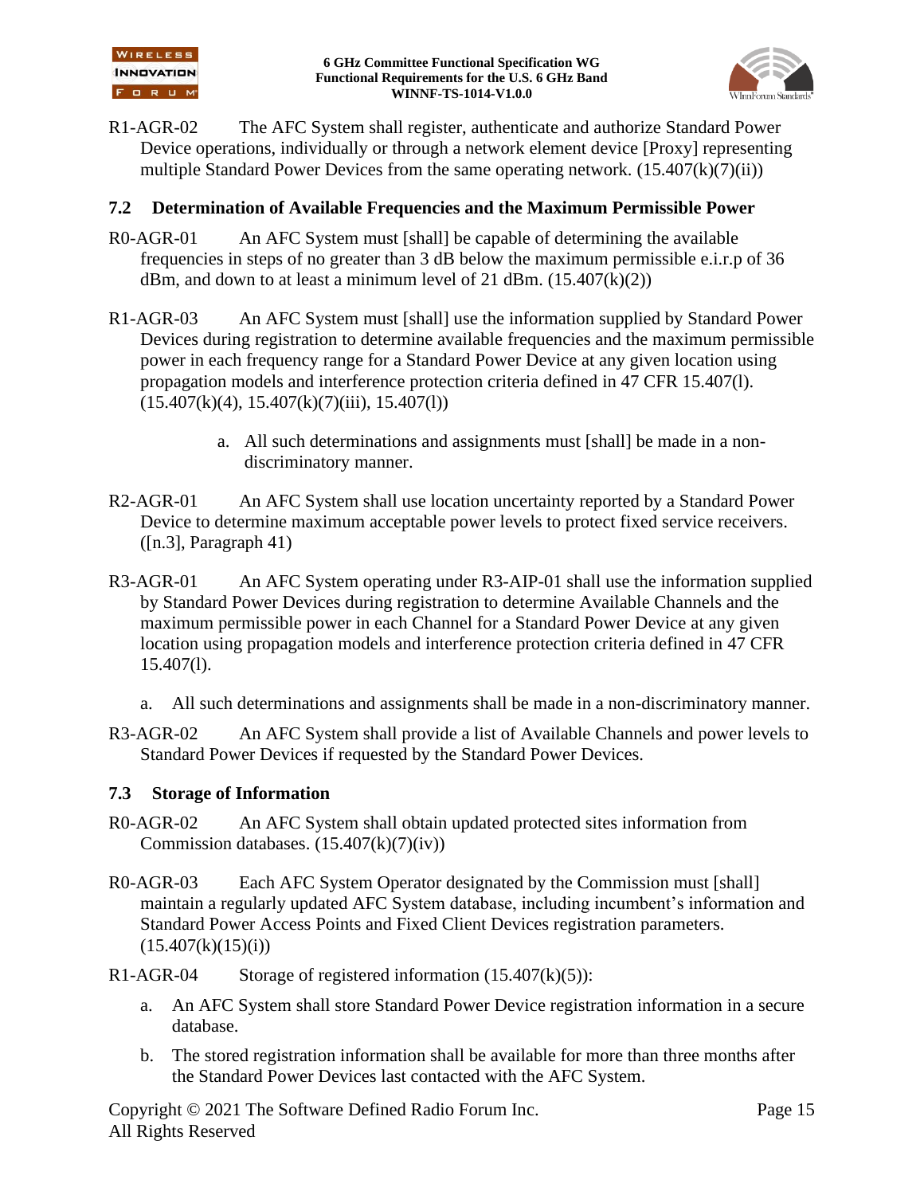R1-AGR-02 The AFC System shall register, authenticate and authorize Standard Power Device operations, individually or through a network element device [Proxy] representing multiple Standard Power Devices from the same operating network. (15.407(k)(7)(ii))

## 7.2 Determination of Available Frequencies and the Maximum Permissible Power

R0-AGR-01 An AFC System must [shall] be capable of determining the available frequencies in steps of no greater than 3 dB below the maximum permissible e.i.r.p of 36 dBm, and down to at least a minimum level of 21 dBm. (15.407(k)(2))

R1-AGR-03 An AFC System must [shall] use the information supplied by Standard Power Devices during registration to determine available frequencies and the maximum permissible power in each frequency range for a Standard Power Device at any given location using propagation models and interference protection criteria defined in 47 CFR 15.407(l). (15.407(k)(4), 15.407(k)(7)(iii), 15.407(l))

a. All such determinations and assignments must [shall] be made in a non-discriminatory manner.

R2-AGR-01 An AFC System shall use location uncertainty reported by a Standard Power Device to determine maximum acceptable power levels to protect fixed service receivers. ([n.3], Paragraph 41)

R3-AGR-01 An AFC System operating under R3-AIP-01 shall use the information supplied by Standard Power Devices during registration to determine Available Channels and the maximum permissible power in each Channel for a Standard Power Device at any given location using propagation models and interference protection criteria defined in 47 CFR 15.407(l).

a. All such determinations and assignments shall be made in a non-discriminatory manner.

R3-AGR-02 An AFC System shall provide a list of Available Channels and power levels to Standard Power Devices if requested by the Standard Power Devices.

## 7.3 Storage of Information

R0-AGR-02 An AFC System shall obtain updated protected sites information from Commission databases. (15.407(k)(7)(iv))

R0-AGR-03 Each AFC System Operator designated by the Commission must [shall] maintain a regularly updated AFC System database, including incumbent's information and Standard Power Access Points and Fixed Client Devices registration parameters. (15.407(k)(15)(i))

R1-AGR-04 Storage of registered information (15.407(k)(5)):

a. An AFC System shall store Standard Power Device registration information in a secure database.

b. The stored registration information shall be available for more than three months after the Standard Power Devices last contacted with the AFC System.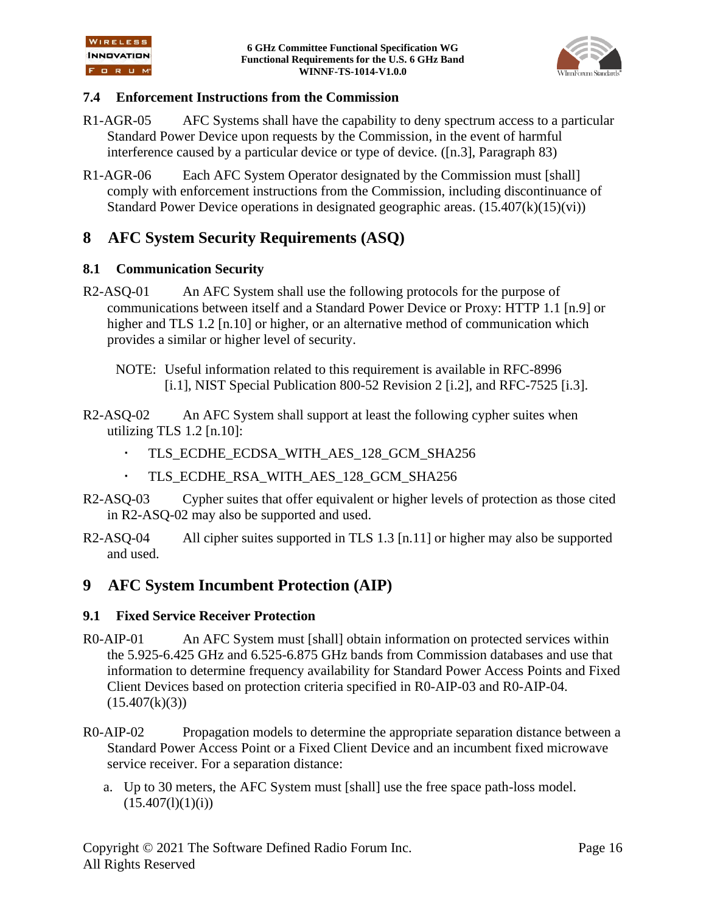### 7.4 Enforcement Instructions from the Commission

R1-AGR-05 AFC Systems shall have the capability to deny spectrum access to a particular Standard Power Device upon requests by the Commission, in the event of harmful interference caused by a particular device or type of device. ([n.3], Paragraph 83)

R1-AGR-06 Each AFC System Operator designated by the Commission must [shall] comply with enforcement instructions from the Commission, including discontinuance of Standard Power Device operations in designated geographic areas. (15.407(k)(15)(vi))

## 8 AFC System Security Requirements (ASQ)

### 8.1 Communication Security

R2-ASQ-01 An AFC System shall use the following protocols for the purpose of communications between itself and a Standard Power Device or Proxy: HTTP 1.1 [n.9] or higher and TLS 1.2 [n.10] or higher, or an alternative method of communication which provides a similar or higher level of security.

NOTE: Useful information related to this requirement is available in RFC-8996 [i.1], NIST Special Publication 800-52 Revision 2 [i.2], and RFC-7525 [i.3].

R2-ASQ-02 An AFC System shall support at least the following cypher suites when utilizing TLS 1.2 [n.10]:

- TLS_ECDHE_ECDSA_WITH_AES_128_GCM_SHA256
- TLS_ECDHE_RSA_WITH_AES_128_GCM_SHA256

R2-ASQ-03 Cypher suites that offer equivalent or higher levels of protection as those cited in R2-ASQ-02 may also be supported and used.

R2-ASQ-04 All cipher suites supported in TLS 1.3 [n.11] or higher may also be supported and used.

## 9 AFC System Incumbent Protection (AIP)

### 9.1 Fixed Service Receiver Protection

R0-AIP-01 An AFC System must [shall] obtain information on protected services within the 5.925-6.425 GHz and 6.525-6.875 GHz bands from Commission databases and use that information to determine frequency availability for Standard Power Access Points and Fixed Client Devices based on protection criteria specified in R0-AIP-03 and R0-AIP-04. (15.407(k)(3))

R0-AIP-02 Propagation models to determine the appropriate separation distance between a Standard Power Access Point or a Fixed Client Device and an incumbent fixed microwave service receiver. For a separation distance:

a. Up to 30 meters, the AFC System must [shall] use the free space path-loss model. (15.407(l)(1)(i))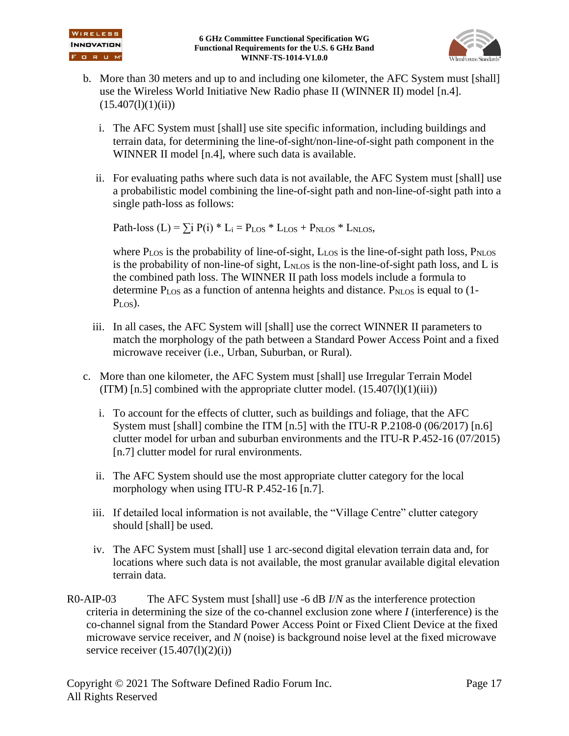b. More than 30 meters and up to and including one kilometer, the AFC System must [shall] use the Wireless World Initiative New Radio phase II (WINNER II) model [n.4]. (15.407(l)(1)(ii))

   i. The AFC System must [shall] use site specific information, including buildings and terrain data, for determining the line-of-sight/non-line-of-sight path component in the WINNER II model [n.4], where such data is available.

   ii. For evaluating paths where such data is not available, the AFC System must [shall] use a probabilistic model combining the line-of-sight path and non-line-of-sight path into a single path-loss as follows:

   Path-loss (L) = $\sum i \, P(i) * L_i = P_{LOS} * L_{LOS} + P_{NLOS} * L_{NLOS}$,

   where $P_{LOS}$ is the probability of line-of-sight, $L_{LOS}$ is the line-of-sight path loss, $P_{NLOS}$ is the probability of non-line-of-sight, $L_{NLOS}$ is the non-line-of-sight path loss, and L is the combined path loss. The WINNER II path loss models include a formula to determine $P_{LOS}$ as a function of antenna heights and distance. $P_{NLOS}$ is equal to $(1-P_{LOS})$.

   iii. In all cases, the AFC System will [shall] use the correct WINNER II parameters to match the morphology of the path between a Standard Power Access Point and a fixed microwave receiver (i.e., Urban, Suburban, or Rural).

c. More than one kilometer, the AFC System must [shall] use Irregular Terrain Model (ITM) [n.5] combined with the appropriate clutter model. (15.407(l)(1)(iii))

   i. To account for the effects of clutter, such as buildings and foliage, that the AFC System must [shall] combine the ITM [n.5] with the ITU-R P.2108-0 (06/2017) [n.6] clutter model for urban and suburban environments and the ITU-R P.452-16 (07/2015) [n.7] clutter model for rural environments.

   ii. The AFC System should use the most appropriate clutter category for the local morphology when using ITU-R P.452-16 [n.7].

   iii. If detailed local information is not available, the "Village Centre" clutter category should [shall] be used.

   iv. The AFC System must [shall] use 1 arc-second digital elevation terrain data and, for locations where such data is not available, the most granular available digital elevation terrain data.

R0-AIP-03 The AFC System must [shall] use -6 dB $I/N$ as the interference protection criteria in determining the size of the co-channel exclusion zone where $I$ (interference) is the co-channel signal from the Standard Power Access Point or Fixed Client Device at the fixed microwave service receiver, and $N$ (noise) is background noise level at the fixed microwave service receiver (15.407(l)(2)(i))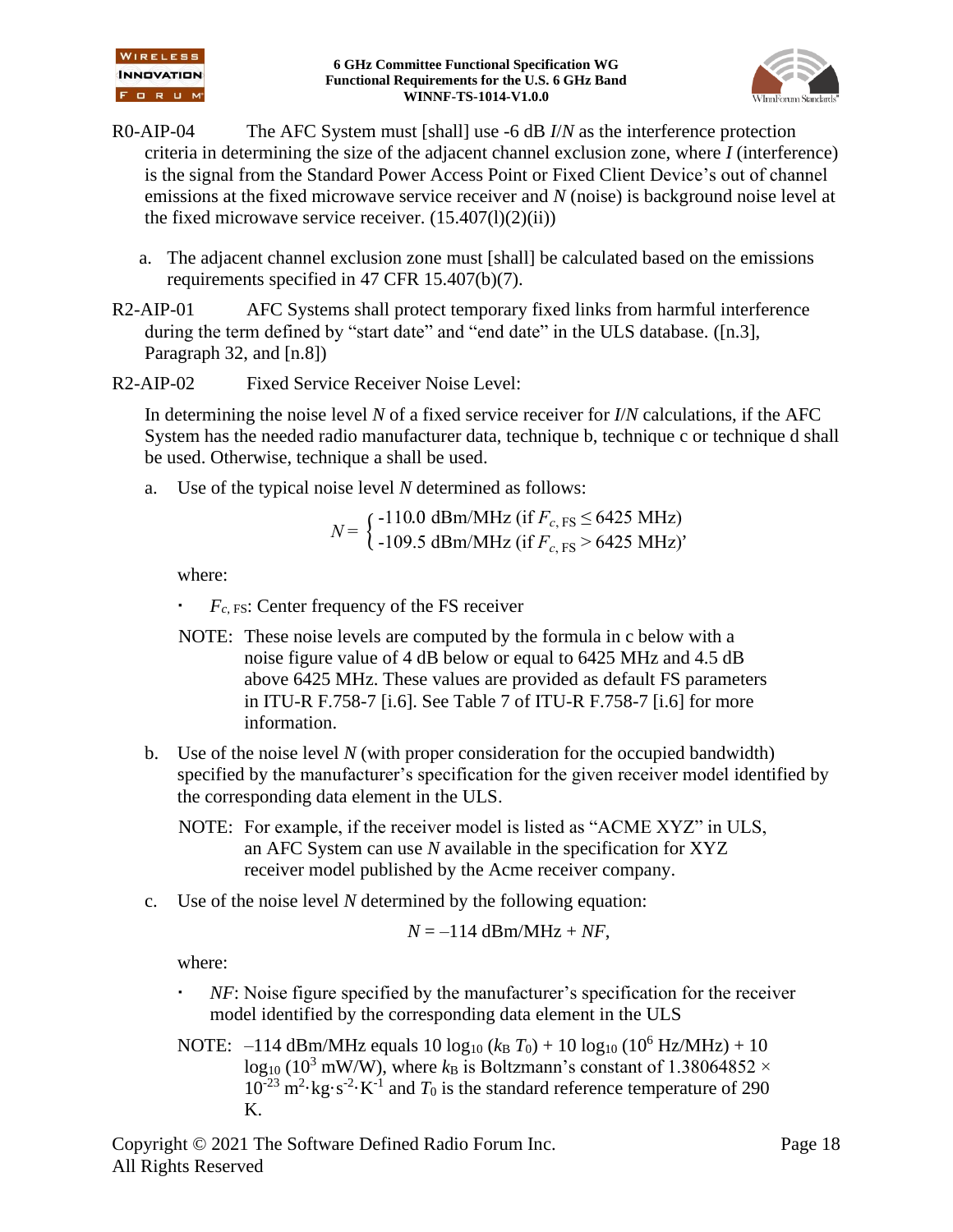R0-AIP-04 The AFC System must [shall] use -6 dB $I/N$ as the interference protection criteria in determining the size of the adjacent channel exclusion zone, where $I$ (interference) is the signal from the Standard Power Access Point or Fixed Client Device's out of channel emissions at the fixed microwave service receiver and $N$ (noise) is background noise level at the fixed microwave service receiver. (15.407(l)(2)(ii))

a. The adjacent channel exclusion zone must [shall] be calculated based on the emissions requirements specified in 47 CFR 15.407(b)(7).

R2-AIP-01 AFC Systems shall protect temporary fixed links from harmful interference during the term defined by "start date" and "end date" in the ULS database. ([n.3], Paragraph 32, and [n.8])

R2-AIP-02 Fixed Service Receiver Noise Level:

In determining the noise level $N$ of a fixed service receiver for $I/N$ calculations, if the AFC System has the needed radio manufacturer data, technique b, technique c or technique d shall be used. Otherwise, technique a shall be used.

a. Use of the typical noise level $N$ determined as follows:

$$N = \begin{cases} \text{-110.0 dBm/MHz (if } F_{c,\,\text{FS}} \leq 6425 \text{ MHz)} \\ \text{-109.5 dBm/MHz (if } F_{c,\,\text{FS}} > 6425 \text{ MHz)} \end{cases},$$

where:

- $F_{c,\,\text{FS}}$: Center frequency of the FS receiver

NOTE: These noise levels are computed by the formula in c below with a noise figure value of 4 dB below or equal to 6425 MHz and 4.5 dB above 6425 MHz. These values are provided as default FS parameters in ITU-R F.758-7 [i.6]. See Table 7 of ITU-R F.758-7 [i.6] for more information.

b. Use of the noise level $N$ (with proper consideration for the occupied bandwidth) specified by the manufacturer's specification for the given receiver model identified by the corresponding data element in the ULS.

NOTE: For example, if the receiver model is listed as "ACME XYZ" in ULS, an AFC System can use $N$ available in the specification for XYZ receiver model published by the Acme receiver company.

c. Use of the noise level $N$ determined by the following equation:

$$N = -114 \text{ dBm/MHz} + NF,$$

where:

- $NF$: Noise figure specified by the manufacturer's specification for the receiver model identified by the corresponding data element in the ULS

NOTE: –114 dBm/MHz equals $10 \log_{10} (k_B T_0) + 10 \log_{10} (10^6 \text{ Hz/MHz}) + 10 \log_{10} (10^3 \text{ mW/W})$, where $k_B$ is Boltzmann's constant of $1.38064852 \times 10^{-23} \text{ m}^2{\cdot}\text{kg}{\cdot}\text{s}^{-2}{\cdot}\text{K}^{-1}$ and $T_0$ is the standard reference temperature of 290 K.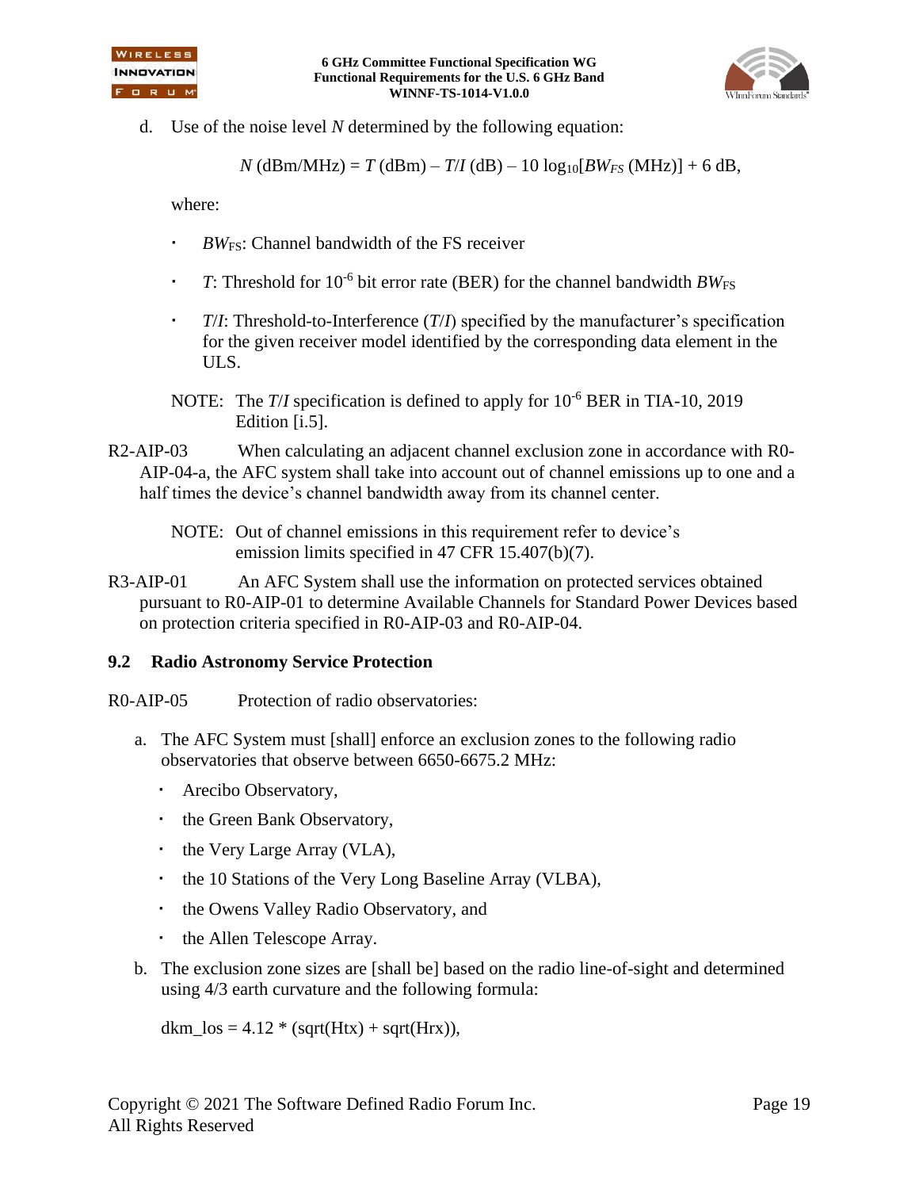d. Use of the noise level $N$ determined by the following equation:

$$N \text{ (dBm/MHz)} = T \text{ (dBm)} - T/I \text{ (dB)} - 10 \log_{10}[BW_{FS} \text{ (MHz)}] + 6 \text{ dB},$$

where:

- $BW_{FS}$: Channel bandwidth of the FS receiver
- $T$: Threshold for $10^{-6}$ bit error rate (BER) for the channel bandwidth $BW_{FS}$
- $T/I$: Threshold-to-Interference ($T/I$) specified by the manufacturer's specification for the given receiver model identified by the corresponding data element in the ULS.

NOTE: The $T/I$ specification is defined to apply for $10^{-6}$ BER in TIA-10, 2019 Edition [i.5].

R2-AIP-03 When calculating an adjacent channel exclusion zone in accordance with R0-AIP-04-a, the AFC system shall take into account out of channel emissions up to one and a half times the device's channel bandwidth away from its channel center.

NOTE: Out of channel emissions in this requirement refer to device's emission limits specified in 47 CFR 15.407(b)(7).

R3-AIP-01 An AFC System shall use the information on protected services obtained pursuant to R0-AIP-01 to determine Available Channels for Standard Power Devices based on protection criteria specified in R0-AIP-03 and R0-AIP-04.

## 9.2 Radio Astronomy Service Protection

R0-AIP-05 Protection of radio observatories:

a. The AFC System must [shall] enforce an exclusion zones to the following radio observatories that observe between 6650-6675.2 MHz:

- Arecibo Observatory,
- the Green Bank Observatory,
- the Very Large Array (VLA),
- the 10 Stations of the Very Long Baseline Array (VLBA),
- the Owens Valley Radio Observatory, and
- the Allen Telescope Array.

b. The exclusion zone sizes are [shall be] based on the radio line-of-sight and determined using 4/3 earth curvature and the following formula:

dkm_los = 4.12 * (sqrt(Htx) + sqrt(Hrx)),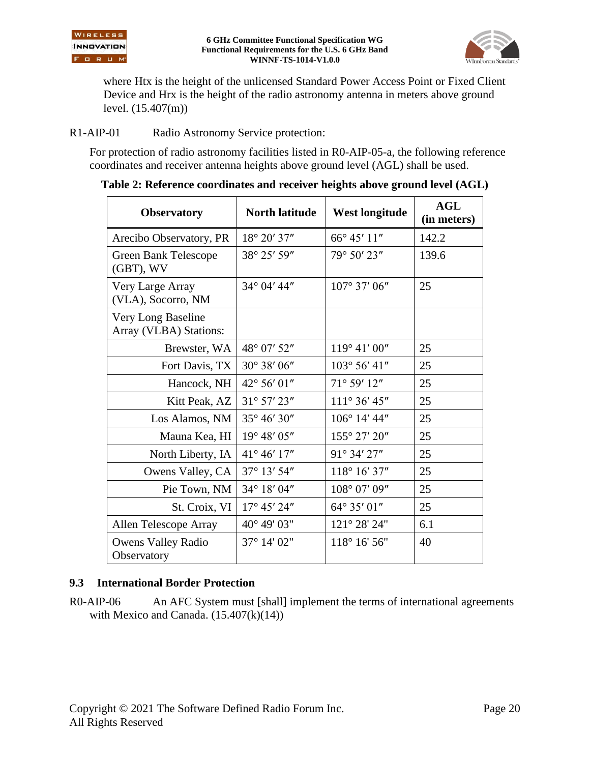where Htx is the height of the unlicensed Standard Power Access Point or Fixed Client Device and Hrx is the height of the radio astronomy antenna in meters above ground level. (15.407(m))

R1-AIP-01 Radio Astronomy Service protection:

For protection of radio astronomy facilities listed in R0-AIP-05-a, the following reference coordinates and receiver antenna heights above ground level (AGL) shall be used.

**Table 2: Reference coordinates and receiver heights above ground level (AGL)**

| Observatory | North latitude | West longitude | AGL (in meters) |
|---|---|---|---|
| Arecibo Observatory, PR | 18° 20′ 37″ | 66° 45′ 11″ | 142.2 |
| Green Bank Telescope (GBT), WV | 38° 25′ 59″ | 79° 50′ 23″ | 139.6 |
| Very Large Array (VLA), Socorro, NM | 34° 04′ 44″ | 107° 37′ 06″ | 25 |
| Very Long Baseline Array (VLBA) Stations: | | | |
| Brewster, WA | 48° 07′ 52″ | 119° 41′ 00″ | 25 |
| Fort Davis, TX | 30° 38′ 06″ | 103° 56′ 41″ | 25 |
| Hancock, NH | 42° 56′ 01″ | 71° 59′ 12″ | 25 |
| Kitt Peak, AZ | 31° 57′ 23″ | 111° 36′ 45″ | 25 |
| Los Alamos, NM | 35° 46′ 30″ | 106° 14′ 44″ | 25 |
| Mauna Kea, HI | 19° 48′ 05″ | 155° 27′ 20″ | 25 |
| North Liberty, IA | 41° 46′ 17″ | 91° 34′ 27″ | 25 |
| Owens Valley, CA | 37° 13′ 54″ | 118° 16′ 37″ | 25 |
| Pie Town, NM | 34° 18′ 04″ | 108° 07′ 09″ | 25 |
| St. Croix, VI | 17° 45′ 24″ | 64° 35′ 01″ | 25 |
| Allen Telescope Array | 40° 49' 03" | 121° 28' 24" | 6.1 |
| Owens Valley Radio Observatory | 37° 14' 02" | 118° 16' 56" | 40 |

### 9.3 International Border Protection

R0-AIP-06 An AFC System must [shall] implement the terms of international agreements with Mexico and Canada. (15.407(k)(14))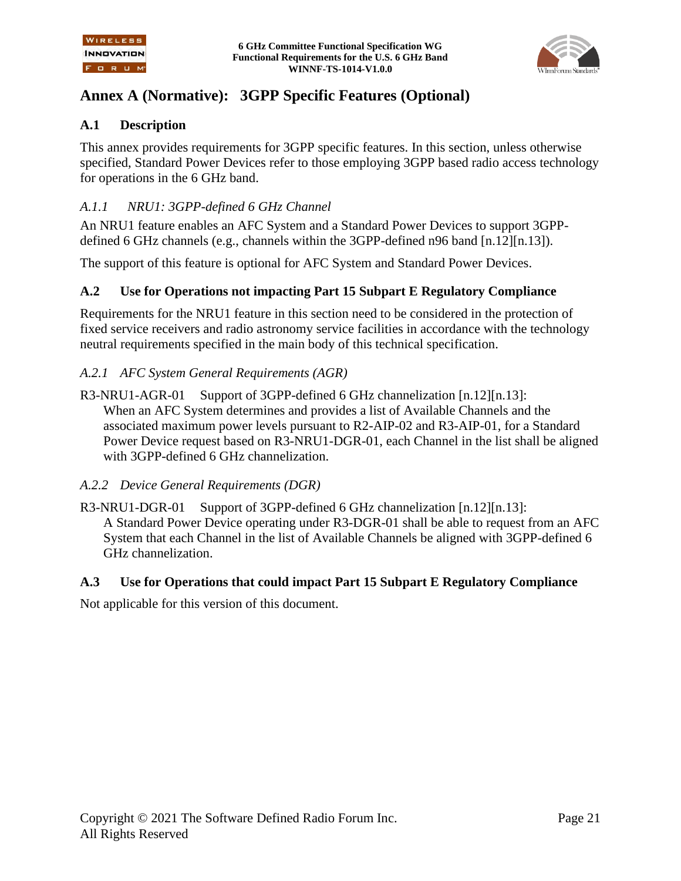# Annex A (Normative): 3GPP Specific Features (Optional)

## A.1 Description

This annex provides requirements for 3GPP specific features. In this section, unless otherwise specified, Standard Power Devices refer to those employing 3GPP based radio access technology for operations in the 6 GHz band.

### *A.1.1 NRU1: 3GPP-defined 6 GHz Channel*

An NRU1 feature enables an AFC System and a Standard Power Devices to support 3GPP-defined 6 GHz channels (e.g., channels within the 3GPP-defined n96 band [n.12][n.13]).

The support of this feature is optional for AFC System and Standard Power Devices.

## A.2 Use for Operations not impacting Part 15 Subpart E Regulatory Compliance

Requirements for the NRU1 feature in this section need to be considered in the protection of fixed service receivers and radio astronomy service facilities in accordance with the technology neutral requirements specified in the main body of this technical specification.

### *A.2.1 AFC System General Requirements (AGR)*

R3-NRU1-AGR-01 Support of 3GPP-defined 6 GHz channelization [n.12][n.13]:
When an AFC System determines and provides a list of Available Channels and the associated maximum power levels pursuant to R2-AIP-02 and R3-AIP-01, for a Standard Power Device request based on R3-NRU1-DGR-01, each Channel in the list shall be aligned with 3GPP-defined 6 GHz channelization.

### *A.2.2 Device General Requirements (DGR)*

R3-NRU1-DGR-01 Support of 3GPP-defined 6 GHz channelization [n.12][n.13]:
A Standard Power Device operating under R3-DGR-01 shall be able to request from an AFC System that each Channel in the list of Available Channels be aligned with 3GPP-defined 6 GHz channelization.

## A.3 Use for Operations that could impact Part 15 Subpart E Regulatory Compliance

Not applicable for this version of this document.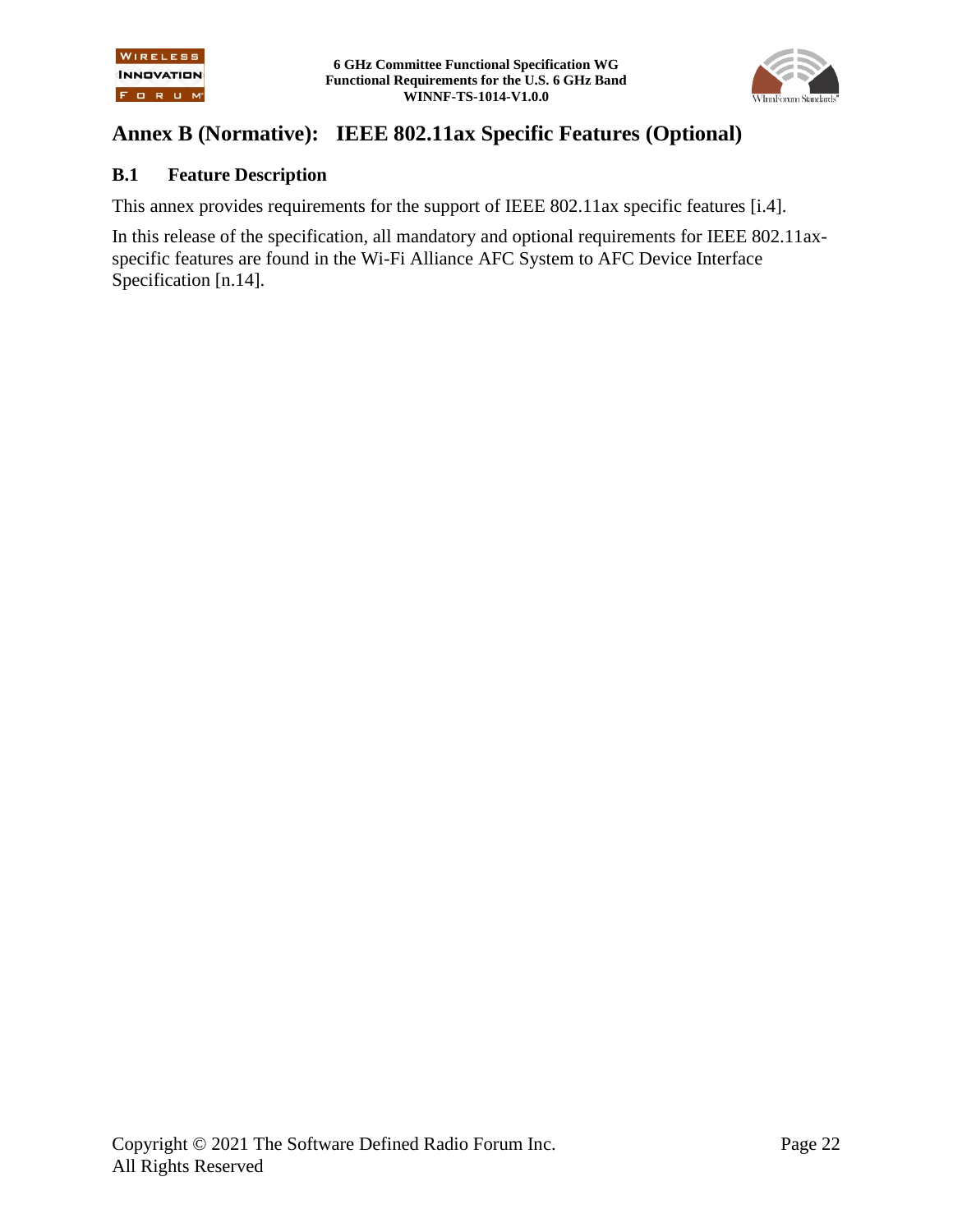# Annex B (Normative): IEEE 802.11ax Specific Features (Optional)

## B.1 Feature Description

This annex provides requirements for the support of IEEE 802.11ax specific features [i.4].

In this release of the specification, all mandatory and optional requirements for IEEE 802.11ax-specific features are found in the Wi-Fi Alliance AFC System to AFC Device Interface Specification [n.14].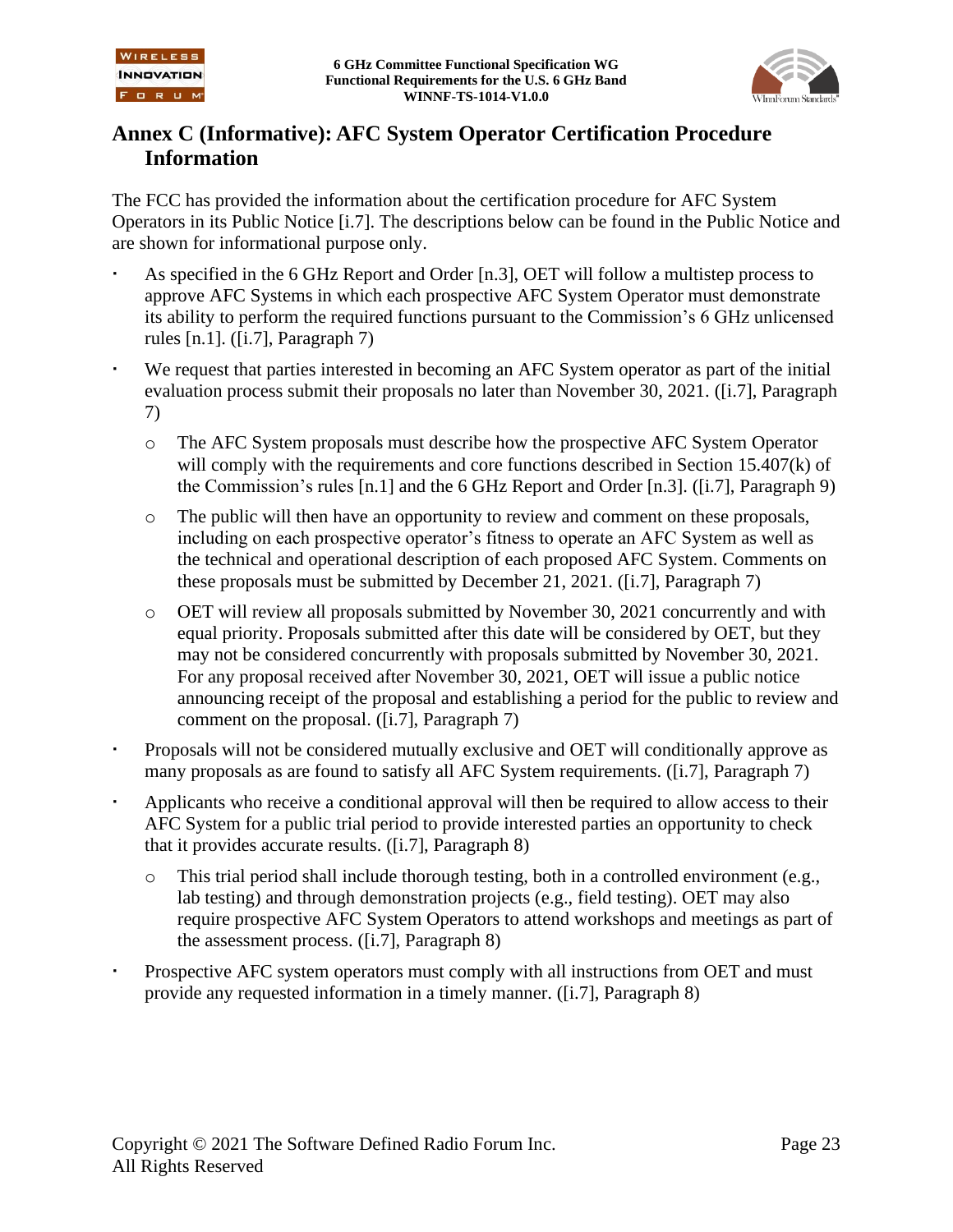# Annex C (Informative): AFC System Operator Certification Procedure Information

The FCC has provided the information about the certification procedure for AFC System Operators in its Public Notice [i.7]. The descriptions below can be found in the Public Notice and are shown for informational purpose only.

- As specified in the 6 GHz Report and Order [n.3], OET will follow a multistep process to approve AFC Systems in which each prospective AFC System Operator must demonstrate its ability to perform the required functions pursuant to the Commission's 6 GHz unlicensed rules [n.1]. ([i.7], Paragraph 7)
- We request that parties interested in becoming an AFC System operator as part of the initial evaluation process submit their proposals no later than November 30, 2021. ([i.7], Paragraph 7)
  - The AFC System proposals must describe how the prospective AFC System Operator will comply with the requirements and core functions described in Section 15.407(k) of the Commission's rules [n.1] and the 6 GHz Report and Order [n.3]. ([i.7], Paragraph 9)
  - The public will then have an opportunity to review and comment on these proposals, including on each prospective operator's fitness to operate an AFC System as well as the technical and operational description of each proposed AFC System. Comments on these proposals must be submitted by December 21, 2021. ([i.7], Paragraph 7)
  - OET will review all proposals submitted by November 30, 2021 concurrently and with equal priority. Proposals submitted after this date will be considered by OET, but they may not be considered concurrently with proposals submitted by November 30, 2021. For any proposal received after November 30, 2021, OET will issue a public notice announcing receipt of the proposal and establishing a period for the public to review and comment on the proposal. ([i.7], Paragraph 7)
- Proposals will not be considered mutually exclusive and OET will conditionally approve as many proposals as are found to satisfy all AFC System requirements. ([i.7], Paragraph 7)
- Applicants who receive a conditional approval will then be required to allow access to their AFC System for a public trial period to provide interested parties an opportunity to check that it provides accurate results. ([i.7], Paragraph 8)
  - This trial period shall include thorough testing, both in a controlled environment (e.g., lab testing) and through demonstration projects (e.g., field testing). OET may also require prospective AFC System Operators to attend workshops and meetings as part of the assessment process. ([i.7], Paragraph 8)
- Prospective AFC system operators must comply with all instructions from OET and must provide any requested information in a timely manner. ([i.7], Paragraph 8)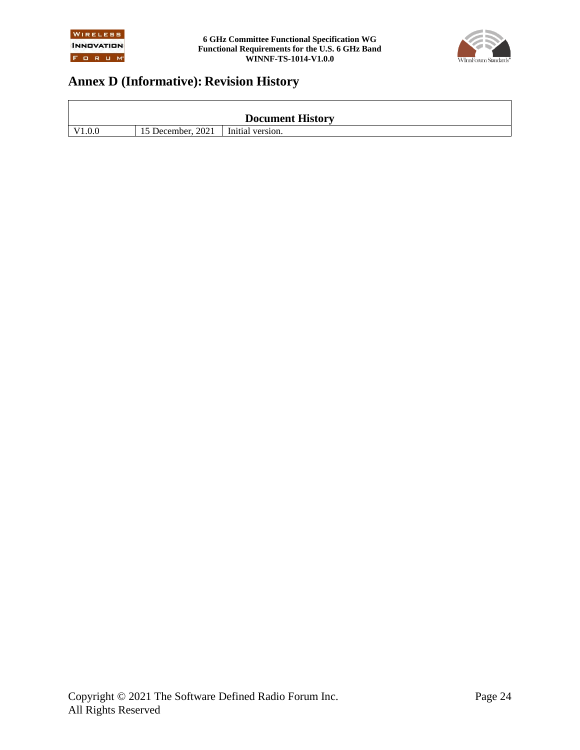# Annex D (Informative): Revision History

| Document History | | |
|---|---|---|
| V1.0.0 | 15 December, 2021 | Initial version. |